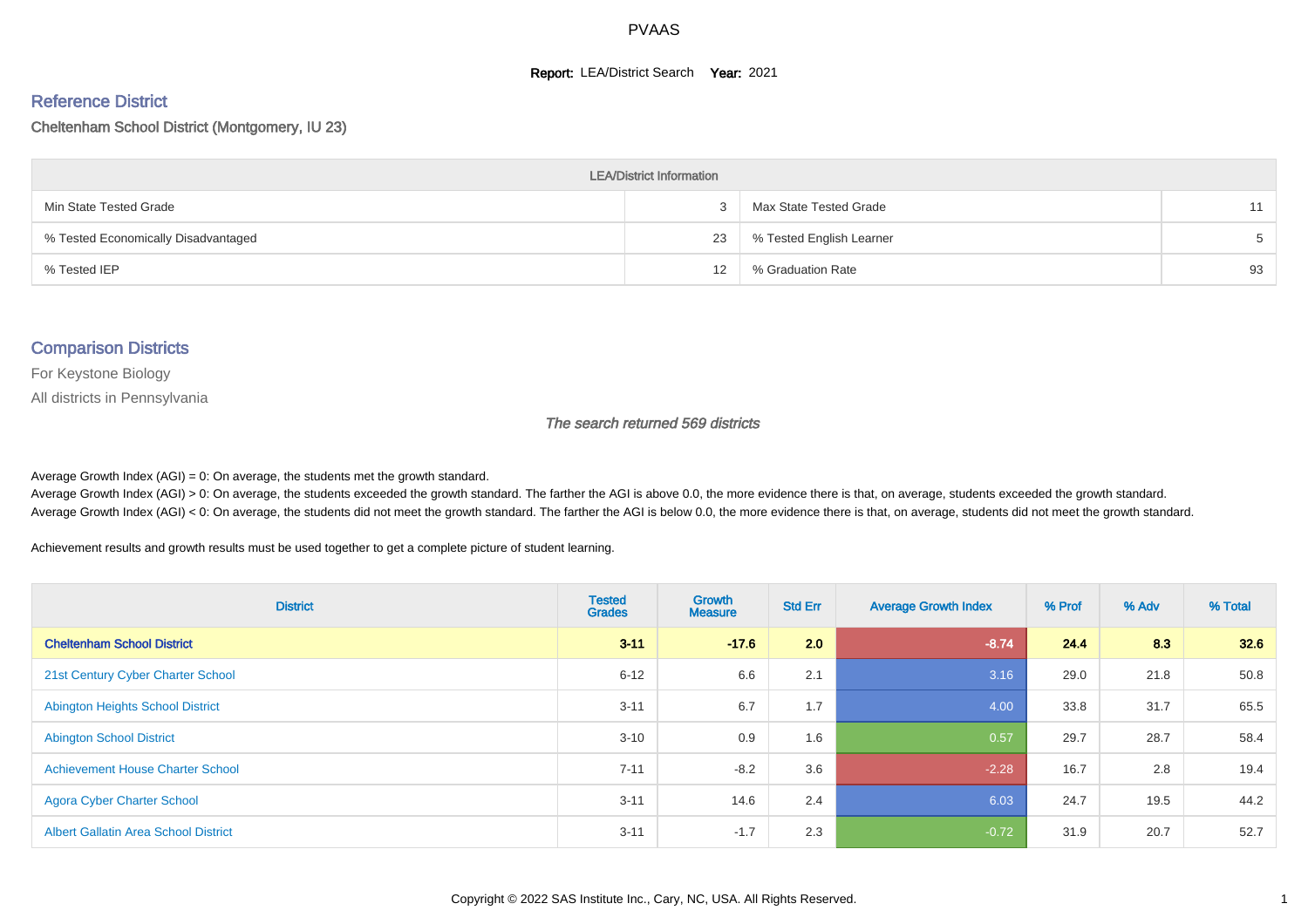PVAAS

**Report:** LEA/District Search **Year:** 2021

## Reference District

Cheltenham School District (Montgomery, IU 23)

| LEA/District Information | | | |
|---|---|---|---|
| Min State Tested Grade | 3 | Max State Tested Grade | 11 |
| % Tested Economically Disadvantaged | 23 | % Tested English Learner | 5 |
| % Tested IEP | 12 | % Graduation Rate | 93 |

## Comparison Districts

For Keystone Biology

All districts in Pennsylvania

*The search returned 569 districts*

Average Growth Index (AGI) = 0: On average, the students met the growth standard.
Average Growth Index (AGI) > 0: On average, the students exceeded the growth standard. The farther the AGI is above 0.0, the more evidence there is that, on average, students exceeded the growth standard.
Average Growth Index (AGI) < 0: On average, the students did not meet the growth standard. The farther the AGI is below 0.0, the more evidence there is that, on average, students did not meet the growth standard.

Achievement results and growth results must be used together to get a complete picture of student learning.

| District | Tested Grades | Growth Measure | Std Err | Average Growth Index | % Prof | % Adv | % Total |
|---|---|---|---|---|---|---|---|
| **Cheltenham School District** | **3-11** | **-17.6** | **2.0** | **-8.74** | **24.4** | **8.3** | **32.6** |
| 21st Century Cyber Charter School | 6-12 | 6.6 | 2.1 | 3.16 | 29.0 | 21.8 | 50.8 |
| Abington Heights School District | 3-11 | 6.7 | 1.7 | 4.00 | 33.8 | 31.7 | 65.5 |
| Abington School District | 3-10 | 0.9 | 1.6 | 0.57 | 29.7 | 28.7 | 58.4 |
| Achievement House Charter School | 7-11 | -8.2 | 3.6 | -2.28 | 16.7 | 2.8 | 19.4 |
| Agora Cyber Charter School | 3-11 | 14.6 | 2.4 | 6.03 | 24.7 | 19.5 | 44.2 |
| Albert Gallatin Area School District | 3-11 | -1.7 | 2.3 | -0.72 | 31.9 | 20.7 | 52.7 |

Copyright © 2022 SAS Institute Inc., Cary, NC, USA. All Rights Reserved.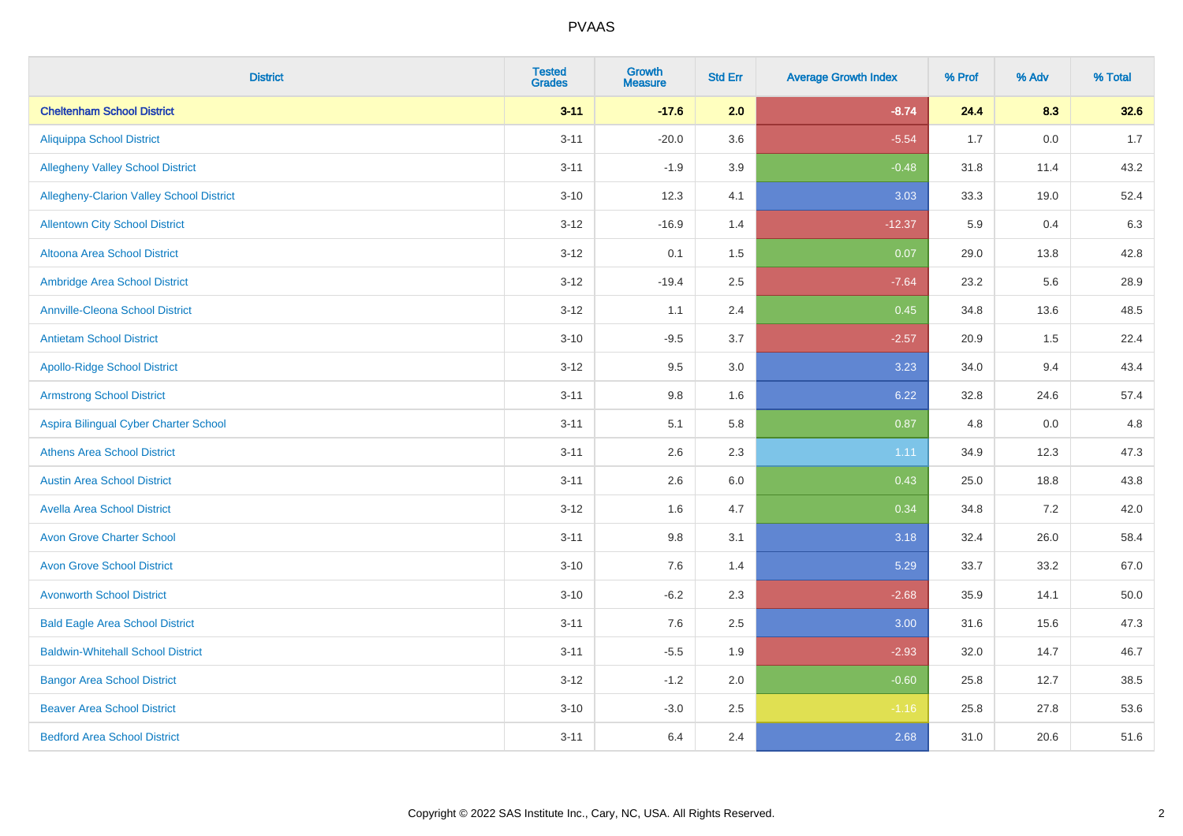| District | Tested Grades | Growth Measure | Std Err | Average Growth Index | % Prof | % Adv | % Total |
|---|---|---|---|---|---|---|---|
| **Cheltenham School District** | **3-11** | **-17.6** | **2.0** | **-8.74** | **24.4** | **8.3** | **32.6** |
| Aliquippa School District | 3-11 | -20.0 | 3.6 | -5.54 | 1.7 | 0.0 | 1.7 |
| Allegheny Valley School District | 3-11 | -1.9 | 3.9 | -0.48 | 31.8 | 11.4 | 43.2 |
| Allegheny-Clarion Valley School District | 3-10 | 12.3 | 4.1 | 3.03 | 33.3 | 19.0 | 52.4 |
| Allentown City School District | 3-12 | -16.9 | 1.4 | -12.37 | 5.9 | 0.4 | 6.3 |
| Altoona Area School District | 3-12 | 0.1 | 1.5 | 0.07 | 29.0 | 13.8 | 42.8 |
| Ambridge Area School District | 3-12 | -19.4 | 2.5 | -7.64 | 23.2 | 5.6 | 28.9 |
| Annville-Cleona School District | 3-12 | 1.1 | 2.4 | 0.45 | 34.8 | 13.6 | 48.5 |
| Antietam School District | 3-10 | -9.5 | 3.7 | -2.57 | 20.9 | 1.5 | 22.4 |
| Apollo-Ridge School District | 3-12 | 9.5 | 3.0 | 3.23 | 34.0 | 9.4 | 43.4 |
| Armstrong School District | 3-11 | 9.8 | 1.6 | 6.22 | 32.8 | 24.6 | 57.4 |
| Aspira Bilingual Cyber Charter School | 3-11 | 5.1 | 5.8 | 0.87 | 4.8 | 0.0 | 4.8 |
| Athens Area School District | 3-11 | 2.6 | 2.3 | 1.11 | 34.9 | 12.3 | 47.3 |
| Austin Area School District | 3-11 | 2.6 | 6.0 | 0.43 | 25.0 | 18.8 | 43.8 |
| Avella Area School District | 3-12 | 1.6 | 4.7 | 0.34 | 34.8 | 7.2 | 42.0 |
| Avon Grove Charter School | 3-11 | 9.8 | 3.1 | 3.18 | 32.4 | 26.0 | 58.4 |
| Avon Grove School District | 3-10 | 7.6 | 1.4 | 5.29 | 33.7 | 33.2 | 67.0 |
| Avonworth School District | 3-10 | -6.2 | 2.3 | -2.68 | 35.9 | 14.1 | 50.0 |
| Bald Eagle Area School District | 3-11 | 7.6 | 2.5 | 3.00 | 31.6 | 15.6 | 47.3 |
| Baldwin-Whitehall School District | 3-11 | -5.5 | 1.9 | -2.93 | 32.0 | 14.7 | 46.7 |
| Bangor Area School District | 3-12 | -1.2 | 2.0 | -0.60 | 25.8 | 12.7 | 38.5 |
| Beaver Area School District | 3-10 | -3.0 | 2.5 | -1.16 | 25.8 | 27.8 | 53.6 |
| Bedford Area School District | 3-11 | 6.4 | 2.4 | 2.68 | 31.0 | 20.6 | 51.6 |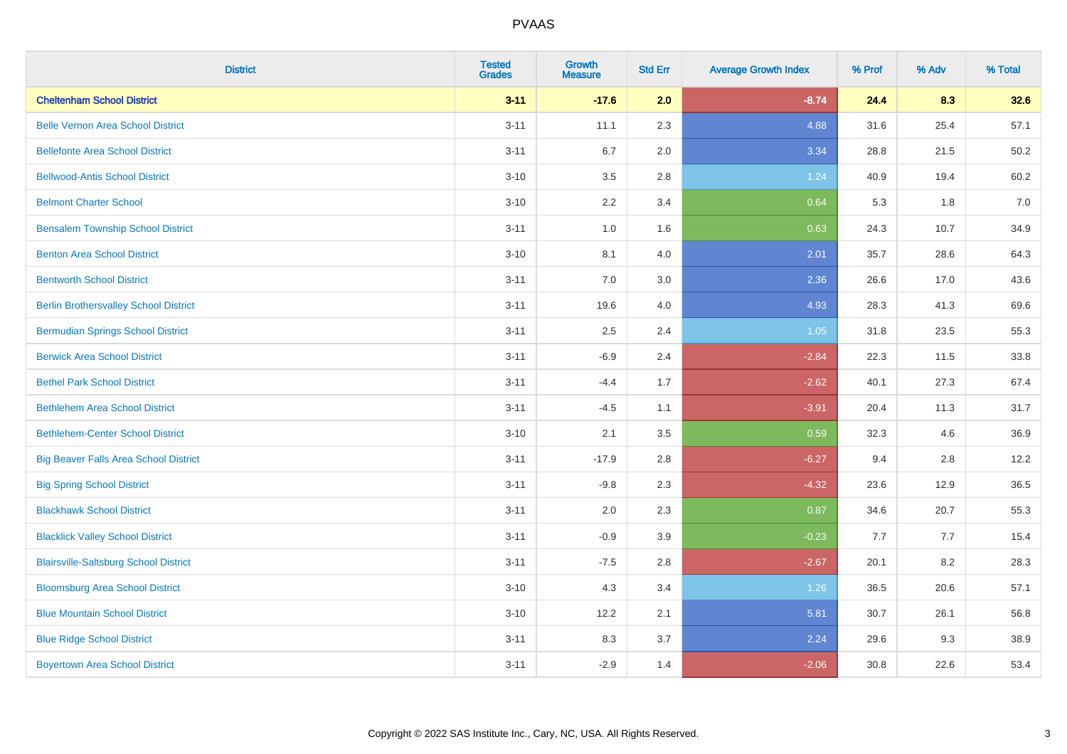# PVAAS

| District | Tested Grades | Growth Measure | Std Err | Average Growth Index | % Prof | % Adv | % Total |
|---|---|---|---|---|---|---|---|
| **Cheltenham School District** | **3-11** | **-17.6** | **2.0** | **-8.74** | **24.4** | **8.3** | **32.6** |
| Belle Vernon Area School District | 3-11 | 11.1 | 2.3 | 4.88 | 31.6 | 25.4 | 57.1 |
| Bellefonte Area School District | 3-11 | 6.7 | 2.0 | 3.34 | 28.8 | 21.5 | 50.2 |
| Bellwood-Antis School District | 3-10 | 3.5 | 2.8 | 1.24 | 40.9 | 19.4 | 60.2 |
| Belmont Charter School | 3-10 | 2.2 | 3.4 | 0.64 | 5.3 | 1.8 | 7.0 |
| Bensalem Township School District | 3-11 | 1.0 | 1.6 | 0.63 | 24.3 | 10.7 | 34.9 |
| Benton Area School District | 3-10 | 8.1 | 4.0 | 2.01 | 35.7 | 28.6 | 64.3 |
| Bentworth School District | 3-11 | 7.0 | 3.0 | 2.36 | 26.6 | 17.0 | 43.6 |
| Berlin Brothersvalley School District | 3-11 | 19.6 | 4.0 | 4.93 | 28.3 | 41.3 | 69.6 |
| Bermudian Springs School District | 3-11 | 2.5 | 2.4 | 1.05 | 31.8 | 23.5 | 55.3 |
| Berwick Area School District | 3-11 | -6.9 | 2.4 | -2.84 | 22.3 | 11.5 | 33.8 |
| Bethel Park School District | 3-11 | -4.4 | 1.7 | -2.62 | 40.1 | 27.3 | 67.4 |
| Bethlehem Area School District | 3-11 | -4.5 | 1.1 | -3.91 | 20.4 | 11.3 | 31.7 |
| Bethlehem-Center School District | 3-10 | 2.1 | 3.5 | 0.59 | 32.3 | 4.6 | 36.9 |
| Big Beaver Falls Area School District | 3-11 | -17.9 | 2.8 | -6.27 | 9.4 | 2.8 | 12.2 |
| Big Spring School District | 3-11 | -9.8 | 2.3 | -4.32 | 23.6 | 12.9 | 36.5 |
| Blackhawk School District | 3-11 | 2.0 | 2.3 | 0.87 | 34.6 | 20.7 | 55.3 |
| Blacklick Valley School District | 3-11 | -0.9 | 3.9 | -0.23 | 7.7 | 7.7 | 15.4 |
| Blairsville-Saltsburg School District | 3-11 | -7.5 | 2.8 | -2.67 | 20.1 | 8.2 | 28.3 |
| Bloomsburg Area School District | 3-10 | 4.3 | 3.4 | 1.26 | 36.5 | 20.6 | 57.1 |
| Blue Mountain School District | 3-10 | 12.2 | 2.1 | 5.81 | 30.7 | 26.1 | 56.8 |
| Blue Ridge School District | 3-11 | 8.3 | 3.7 | 2.24 | 29.6 | 9.3 | 38.9 |
| Boyertown Area School District | 3-11 | -2.9 | 1.4 | -2.06 | 30.8 | 22.6 | 53.4 |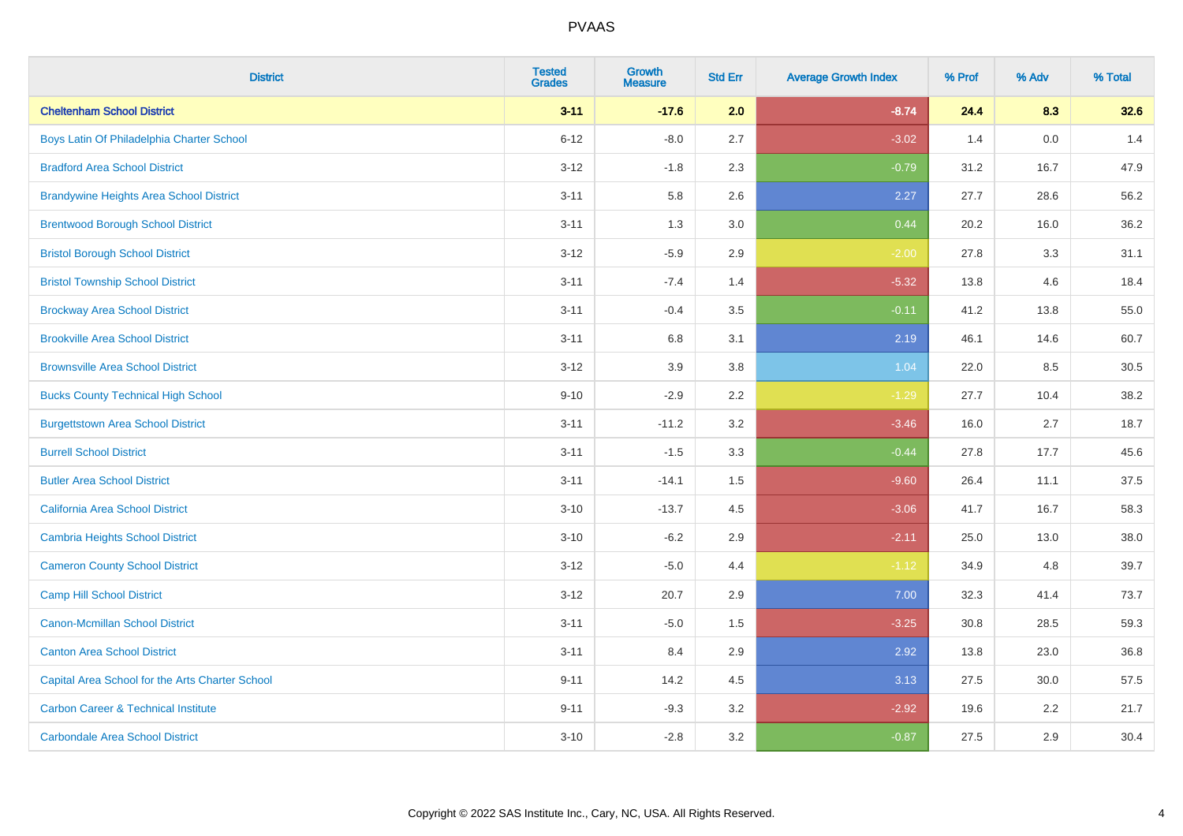# PVAAS

| District | Tested Grades | Growth Measure | Std Err | Average Growth Index | % Prof | % Adv | % Total |
|---|---|---|---|---|---|---|---|
| **Cheltenham School District** | **3-11** | **-17.6** | **2.0** | **-8.74** | **24.4** | **8.3** | **32.6** |
| Boys Latin Of Philadelphia Charter School | 6-12 | -8.0 | 2.7 | -3.02 | 1.4 | 0.0 | 1.4 |
| Bradford Area School District | 3-12 | -1.8 | 2.3 | -0.79 | 31.2 | 16.7 | 47.9 |
| Brandywine Heights Area School District | 3-11 | 5.8 | 2.6 | 2.27 | 27.7 | 28.6 | 56.2 |
| Brentwood Borough School District | 3-11 | 1.3 | 3.0 | 0.44 | 20.2 | 16.0 | 36.2 |
| Bristol Borough School District | 3-12 | -5.9 | 2.9 | -2.00 | 27.8 | 3.3 | 31.1 |
| Bristol Township School District | 3-11 | -7.4 | 1.4 | -5.32 | 13.8 | 4.6 | 18.4 |
| Brockway Area School District | 3-11 | -0.4 | 3.5 | -0.11 | 41.2 | 13.8 | 55.0 |
| Brookville Area School District | 3-11 | 6.8 | 3.1 | 2.19 | 46.1 | 14.6 | 60.7 |
| Brownsville Area School District | 3-12 | 3.9 | 3.8 | 1.04 | 22.0 | 8.5 | 30.5 |
| Bucks County Technical High School | 9-10 | -2.9 | 2.2 | -1.29 | 27.7 | 10.4 | 38.2 |
| Burgettstown Area School District | 3-11 | -11.2 | 3.2 | -3.46 | 16.0 | 2.7 | 18.7 |
| Burrell School District | 3-11 | -1.5 | 3.3 | -0.44 | 27.8 | 17.7 | 45.6 |
| Butler Area School District | 3-11 | -14.1 | 1.5 | -9.60 | 26.4 | 11.1 | 37.5 |
| California Area School District | 3-10 | -13.7 | 4.5 | -3.06 | 41.7 | 16.7 | 58.3 |
| Cambria Heights School District | 3-10 | -6.2 | 2.9 | -2.11 | 25.0 | 13.0 | 38.0 |
| Cameron County School District | 3-12 | -5.0 | 4.4 | -1.12 | 34.9 | 4.8 | 39.7 |
| Camp Hill School District | 3-12 | 20.7 | 2.9 | 7.00 | 32.3 | 41.4 | 73.7 |
| Canon-Mcmillan School District | 3-11 | -5.0 | 1.5 | -3.25 | 30.8 | 28.5 | 59.3 |
| Canton Area School District | 3-11 | 8.4 | 2.9 | 2.92 | 13.8 | 23.0 | 36.8 |
| Capital Area School for the Arts Charter School | 9-11 | 14.2 | 4.5 | 3.13 | 27.5 | 30.0 | 57.5 |
| Carbon Career & Technical Institute | 9-11 | -9.3 | 3.2 | -2.92 | 19.6 | 2.2 | 21.7 |
| Carbondale Area School District | 3-10 | -2.8 | 3.2 | -0.87 | 27.5 | 2.9 | 30.4 |

Copyright © 2022 SAS Institute Inc., Cary, NC, USA. All Rights Reserved.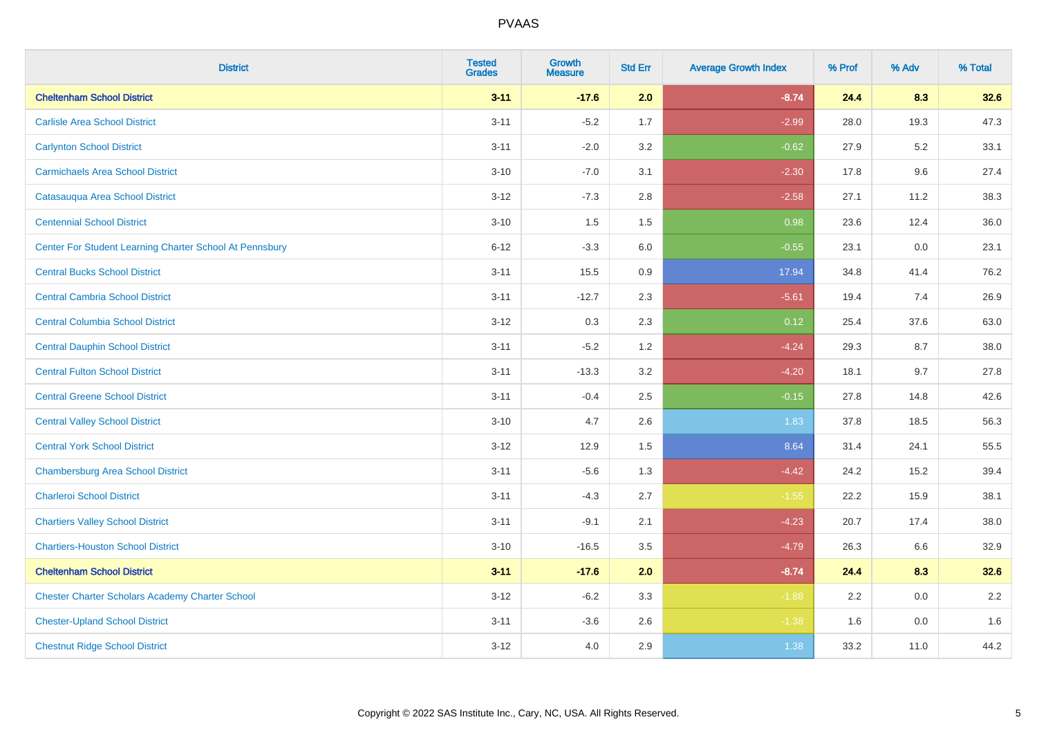# PVAAS

| District | Tested Grades | Growth Measure | Std Err | Average Growth Index | % Prof | % Adv | % Total |
|---|---|---|---|---|---|---|---|
| **Cheltenham School District** | **3-11** | **-17.6** | **2.0** | **-8.74** | **24.4** | **8.3** | **32.6** |
| Carlisle Area School District | 3-11 | -5.2 | 1.7 | -2.99 | 28.0 | 19.3 | 47.3 |
| Carlynton School District | 3-11 | -2.0 | 3.2 | -0.62 | 27.9 | 5.2 | 33.1 |
| Carmichaels Area School District | 3-10 | -7.0 | 3.1 | -2.30 | 17.8 | 9.6 | 27.4 |
| Catasauqua Area School District | 3-12 | -7.3 | 2.8 | -2.58 | 27.1 | 11.2 | 38.3 |
| Centennial School District | 3-10 | 1.5 | 1.5 | 0.98 | 23.6 | 12.4 | 36.0 |
| Center For Student Learning Charter School At Pennsbury | 6-12 | -3.3 | 6.0 | -0.55 | 23.1 | 0.0 | 23.1 |
| Central Bucks School District | 3-11 | 15.5 | 0.9 | 17.94 | 34.8 | 41.4 | 76.2 |
| Central Cambria School District | 3-11 | -12.7 | 2.3 | -5.61 | 19.4 | 7.4 | 26.9 |
| Central Columbia School District | 3-12 | 0.3 | 2.3 | 0.12 | 25.4 | 37.6 | 63.0 |
| Central Dauphin School District | 3-11 | -5.2 | 1.2 | -4.24 | 29.3 | 8.7 | 38.0 |
| Central Fulton School District | 3-11 | -13.3 | 3.2 | -4.20 | 18.1 | 9.7 | 27.8 |
| Central Greene School District | 3-11 | -0.4 | 2.5 | -0.15 | 27.8 | 14.8 | 42.6 |
| Central Valley School District | 3-10 | 4.7 | 2.6 | 1.83 | 37.8 | 18.5 | 56.3 |
| Central York School District | 3-12 | 12.9 | 1.5 | 8.64 | 31.4 | 24.1 | 55.5 |
| Chambersburg Area School District | 3-11 | -5.6 | 1.3 | -4.42 | 24.2 | 15.2 | 39.4 |
| Charleroi School District | 3-11 | -4.3 | 2.7 | -1.55 | 22.2 | 15.9 | 38.1 |
| Chartiers Valley School District | 3-11 | -9.1 | 2.1 | -4.23 | 20.7 | 17.4 | 38.0 |
| Chartiers-Houston School District | 3-10 | -16.5 | 3.5 | -4.79 | 26.3 | 6.6 | 32.9 |
| **Cheltenham School District** | **3-11** | **-17.6** | **2.0** | **-8.74** | **24.4** | **8.3** | **32.6** |
| Chester Charter Scholars Academy Charter School | 3-12 | -6.2 | 3.3 | -1.88 | 2.2 | 0.0 | 2.2 |
| Chester-Upland School District | 3-11 | -3.6 | 2.6 | -1.38 | 1.6 | 0.0 | 1.6 |
| Chestnut Ridge School District | 3-12 | 4.0 | 2.9 | 1.38 | 33.2 | 11.0 | 44.2 |

Copyright © 2022 SAS Institute Inc., Cary, NC, USA. All Rights Reserved.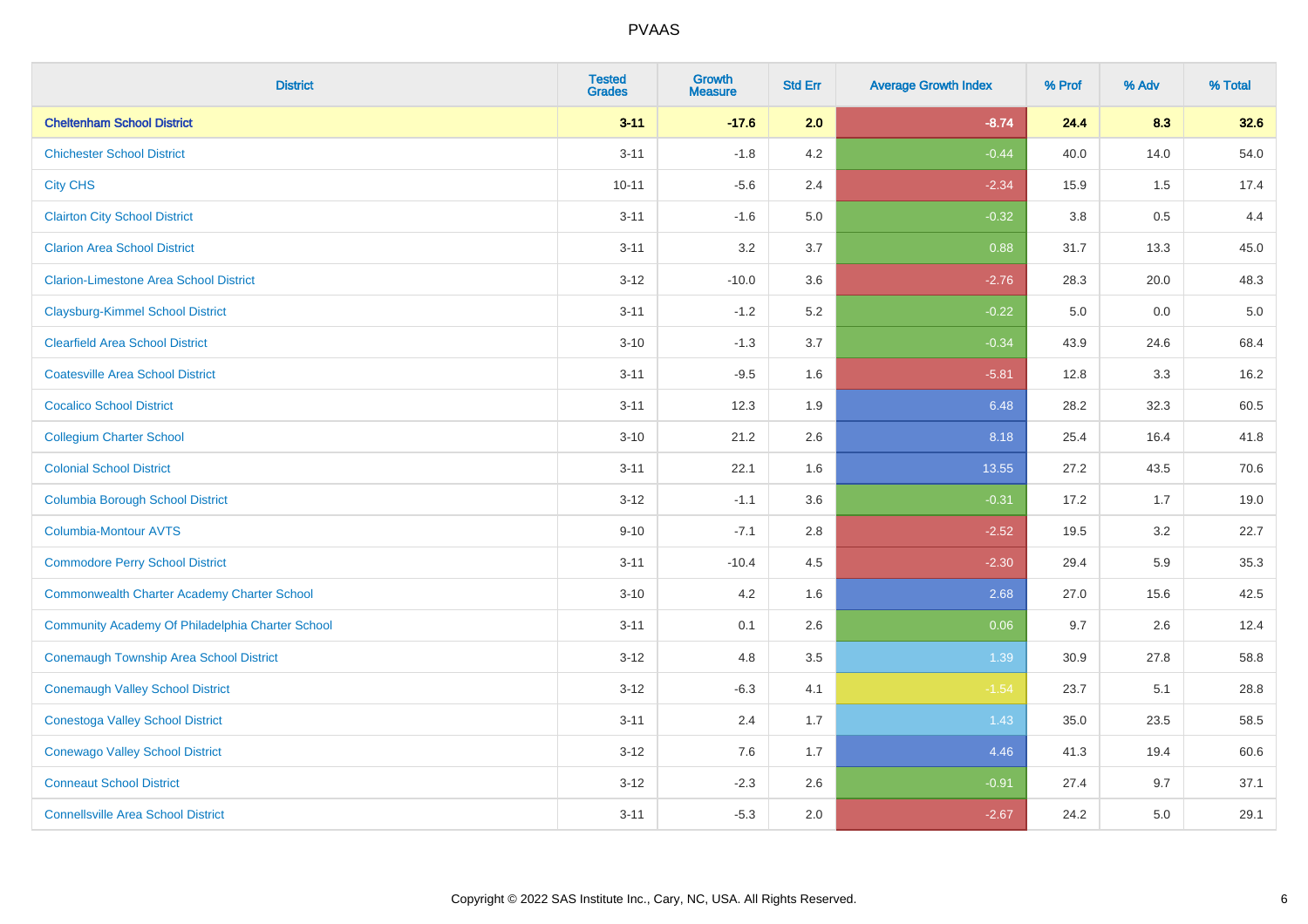| District | Tested Grades | Growth Measure | Std Err | Average Growth Index | % Prof | % Adv | % Total |
|---|---|---|---|---|---|---|---|
| **Cheltenham School District** | **3-11** | **-17.6** | **2.0** | **-8.74** | **24.4** | **8.3** | **32.6** |
| Chichester School District | 3-11 | -1.8 | 4.2 | -0.44 | 40.0 | 14.0 | 54.0 |
| City CHS | 10-11 | -5.6 | 2.4 | -2.34 | 15.9 | 1.5 | 17.4 |
| Clairton City School District | 3-11 | -1.6 | 5.0 | -0.32 | 3.8 | 0.5 | 4.4 |
| Clarion Area School District | 3-11 | 3.2 | 3.7 | 0.88 | 31.7 | 13.3 | 45.0 |
| Clarion-Limestone Area School District | 3-12 | -10.0 | 3.6 | -2.76 | 28.3 | 20.0 | 48.3 |
| Claysburg-Kimmel School District | 3-11 | -1.2 | 5.2 | -0.22 | 5.0 | 0.0 | 5.0 |
| Clearfield Area School District | 3-10 | -1.3 | 3.7 | -0.34 | 43.9 | 24.6 | 68.4 |
| Coatesville Area School District | 3-11 | -9.5 | 1.6 | -5.81 | 12.8 | 3.3 | 16.2 |
| Cocalico School District | 3-11 | 12.3 | 1.9 | 6.48 | 28.2 | 32.3 | 60.5 |
| Collegium Charter School | 3-10 | 21.2 | 2.6 | 8.18 | 25.4 | 16.4 | 41.8 |
| Colonial School District | 3-11 | 22.1 | 1.6 | 13.55 | 27.2 | 43.5 | 70.6 |
| Columbia Borough School District | 3-12 | -1.1 | 3.6 | -0.31 | 17.2 | 1.7 | 19.0 |
| Columbia-Montour AVTS | 9-10 | -7.1 | 2.8 | -2.52 | 19.5 | 3.2 | 22.7 |
| Commodore Perry School District | 3-11 | -10.4 | 4.5 | -2.30 | 29.4 | 5.9 | 35.3 |
| Commonwealth Charter Academy Charter School | 3-10 | 4.2 | 1.6 | 2.68 | 27.0 | 15.6 | 42.5 |
| Community Academy Of Philadelphia Charter School | 3-11 | 0.1 | 2.6 | 0.06 | 9.7 | 2.6 | 12.4 |
| Conemaugh Township Area School District | 3-12 | 4.8 | 3.5 | 1.39 | 30.9 | 27.8 | 58.8 |
| Conemaugh Valley School District | 3-12 | -6.3 | 4.1 | -1.54 | 23.7 | 5.1 | 28.8 |
| Conestoga Valley School District | 3-11 | 2.4 | 1.7 | 1.43 | 35.0 | 23.5 | 58.5 |
| Conewago Valley School District | 3-12 | 7.6 | 1.7 | 4.46 | 41.3 | 19.4 | 60.6 |
| Conneaut School District | 3-12 | -2.3 | 2.6 | -0.91 | 27.4 | 9.7 | 37.1 |
| Connellsville Area School District | 3-11 | -5.3 | 2.0 | -2.67 | 24.2 | 5.0 | 29.1 |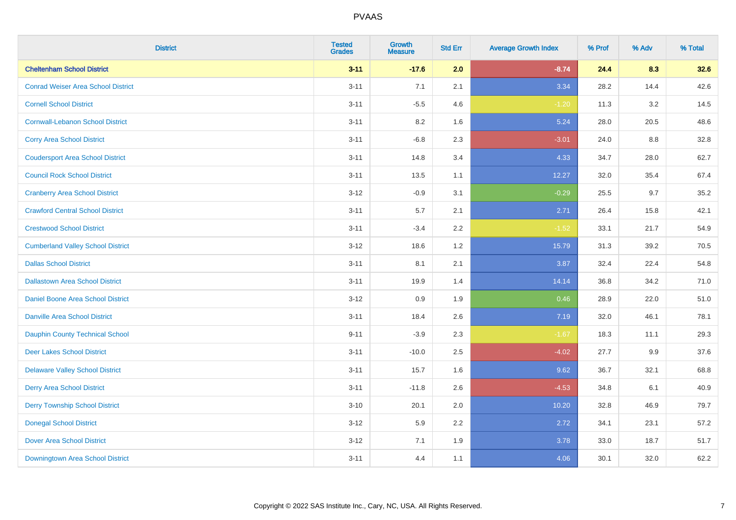# PVAAS

| District | Tested Grades | Growth Measure | Std Err | Average Growth Index | % Prof | % Adv | % Total |
|---|---|---|---|---|---|---|---|
| **Cheltenham School District** | **3-11** | **-17.6** | **2.0** | **-8.74** | **24.4** | **8.3** | **32.6** |
| Conrad Weiser Area School District | 3-11 | 7.1 | 2.1 | 3.34 | 28.2 | 14.4 | 42.6 |
| Cornell School District | 3-11 | -5.5 | 4.6 | -1.20 | 11.3 | 3.2 | 14.5 |
| Cornwall-Lebanon School District | 3-11 | 8.2 | 1.6 | 5.24 | 28.0 | 20.5 | 48.6 |
| Corry Area School District | 3-11 | -6.8 | 2.3 | -3.01 | 24.0 | 8.8 | 32.8 |
| Coudersport Area School District | 3-11 | 14.8 | 3.4 | 4.33 | 34.7 | 28.0 | 62.7 |
| Council Rock School District | 3-11 | 13.5 | 1.1 | 12.27 | 32.0 | 35.4 | 67.4 |
| Cranberry Area School District | 3-12 | -0.9 | 3.1 | -0.29 | 25.5 | 9.7 | 35.2 |
| Crawford Central School District | 3-11 | 5.7 | 2.1 | 2.71 | 26.4 | 15.8 | 42.1 |
| Crestwood School District | 3-11 | -3.4 | 2.2 | -1.52 | 33.1 | 21.7 | 54.9 |
| Cumberland Valley School District | 3-12 | 18.6 | 1.2 | 15.79 | 31.3 | 39.2 | 70.5 |
| Dallas School District | 3-11 | 8.1 | 2.1 | 3.87 | 32.4 | 22.4 | 54.8 |
| Dallastown Area School District | 3-11 | 19.9 | 1.4 | 14.14 | 36.8 | 34.2 | 71.0 |
| Daniel Boone Area School District | 3-12 | 0.9 | 1.9 | 0.46 | 28.9 | 22.0 | 51.0 |
| Danville Area School District | 3-11 | 18.4 | 2.6 | 7.19 | 32.0 | 46.1 | 78.1 |
| Dauphin County Technical School | 9-11 | -3.9 | 2.3 | -1.67 | 18.3 | 11.1 | 29.3 |
| Deer Lakes School District | 3-11 | -10.0 | 2.5 | -4.02 | 27.7 | 9.9 | 37.6 |
| Delaware Valley School District | 3-11 | 15.7 | 1.6 | 9.62 | 36.7 | 32.1 | 68.8 |
| Derry Area School District | 3-11 | -11.8 | 2.6 | -4.53 | 34.8 | 6.1 | 40.9 |
| Derry Township School District | 3-10 | 20.1 | 2.0 | 10.20 | 32.8 | 46.9 | 79.7 |
| Donegal School District | 3-12 | 5.9 | 2.2 | 2.72 | 34.1 | 23.1 | 57.2 |
| Dover Area School District | 3-12 | 7.1 | 1.9 | 3.78 | 33.0 | 18.7 | 51.7 |
| Downingtown Area School District | 3-11 | 4.4 | 1.1 | 4.06 | 30.1 | 32.0 | 62.2 |

Copyright © 2022 SAS Institute Inc., Cary, NC, USA. All Rights Reserved.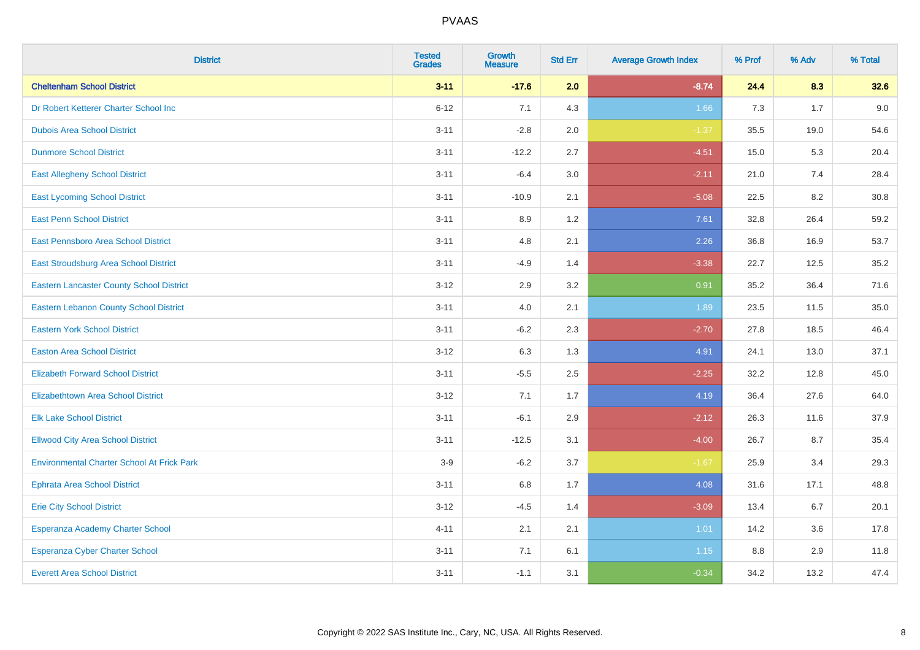| District | Tested Grades | Growth Measure | Std Err | Average Growth Index | % Prof | % Adv | % Total |
|---|---|---|---|---|---|---|---|
| **Cheltenham School District** | **3-11** | **-17.6** | **2.0** | **-8.74** | **24.4** | **8.3** | **32.6** |
| Dr Robert Ketterer Charter School Inc | 6-12 | 7.1 | 4.3 | 1.66 | 7.3 | 1.7 | 9.0 |
| Dubois Area School District | 3-11 | -2.8 | 2.0 | -1.37 | 35.5 | 19.0 | 54.6 |
| Dunmore School District | 3-11 | -12.2 | 2.7 | -4.51 | 15.0 | 5.3 | 20.4 |
| East Allegheny School District | 3-11 | -6.4 | 3.0 | -2.11 | 21.0 | 7.4 | 28.4 |
| East Lycoming School District | 3-11 | -10.9 | 2.1 | -5.08 | 22.5 | 8.2 | 30.8 |
| East Penn School District | 3-11 | 8.9 | 1.2 | 7.61 | 32.8 | 26.4 | 59.2 |
| East Pennsboro Area School District | 3-11 | 4.8 | 2.1 | 2.26 | 36.8 | 16.9 | 53.7 |
| East Stroudsburg Area School District | 3-11 | -4.9 | 1.4 | -3.38 | 22.7 | 12.5 | 35.2 |
| Eastern Lancaster County School District | 3-12 | 2.9 | 3.2 | 0.91 | 35.2 | 36.4 | 71.6 |
| Eastern Lebanon County School District | 3-11 | 4.0 | 2.1 | 1.89 | 23.5 | 11.5 | 35.0 |
| Eastern York School District | 3-11 | -6.2 | 2.3 | -2.70 | 27.8 | 18.5 | 46.4 |
| Easton Area School District | 3-12 | 6.3 | 1.3 | 4.91 | 24.1 | 13.0 | 37.1 |
| Elizabeth Forward School District | 3-11 | -5.5 | 2.5 | -2.25 | 32.2 | 12.8 | 45.0 |
| Elizabethtown Area School District | 3-12 | 7.1 | 1.7 | 4.19 | 36.4 | 27.6 | 64.0 |
| Elk Lake School District | 3-11 | -6.1 | 2.9 | -2.12 | 26.3 | 11.6 | 37.9 |
| Ellwood City Area School District | 3-11 | -12.5 | 3.1 | -4.00 | 26.7 | 8.7 | 35.4 |
| Environmental Charter School At Frick Park | 3-9 | -6.2 | 3.7 | -1.67 | 25.9 | 3.4 | 29.3 |
| Ephrata Area School District | 3-11 | 6.8 | 1.7 | 4.08 | 31.6 | 17.1 | 48.8 |
| Erie City School District | 3-12 | -4.5 | 1.4 | -3.09 | 13.4 | 6.7 | 20.1 |
| Esperanza Academy Charter School | 4-11 | 2.1 | 2.1 | 1.01 | 14.2 | 3.6 | 17.8 |
| Esperanza Cyber Charter School | 3-11 | 7.1 | 6.1 | 1.15 | 8.8 | 2.9 | 11.8 |
| Everett Area School District | 3-11 | -1.1 | 3.1 | -0.34 | 34.2 | 13.2 | 47.4 |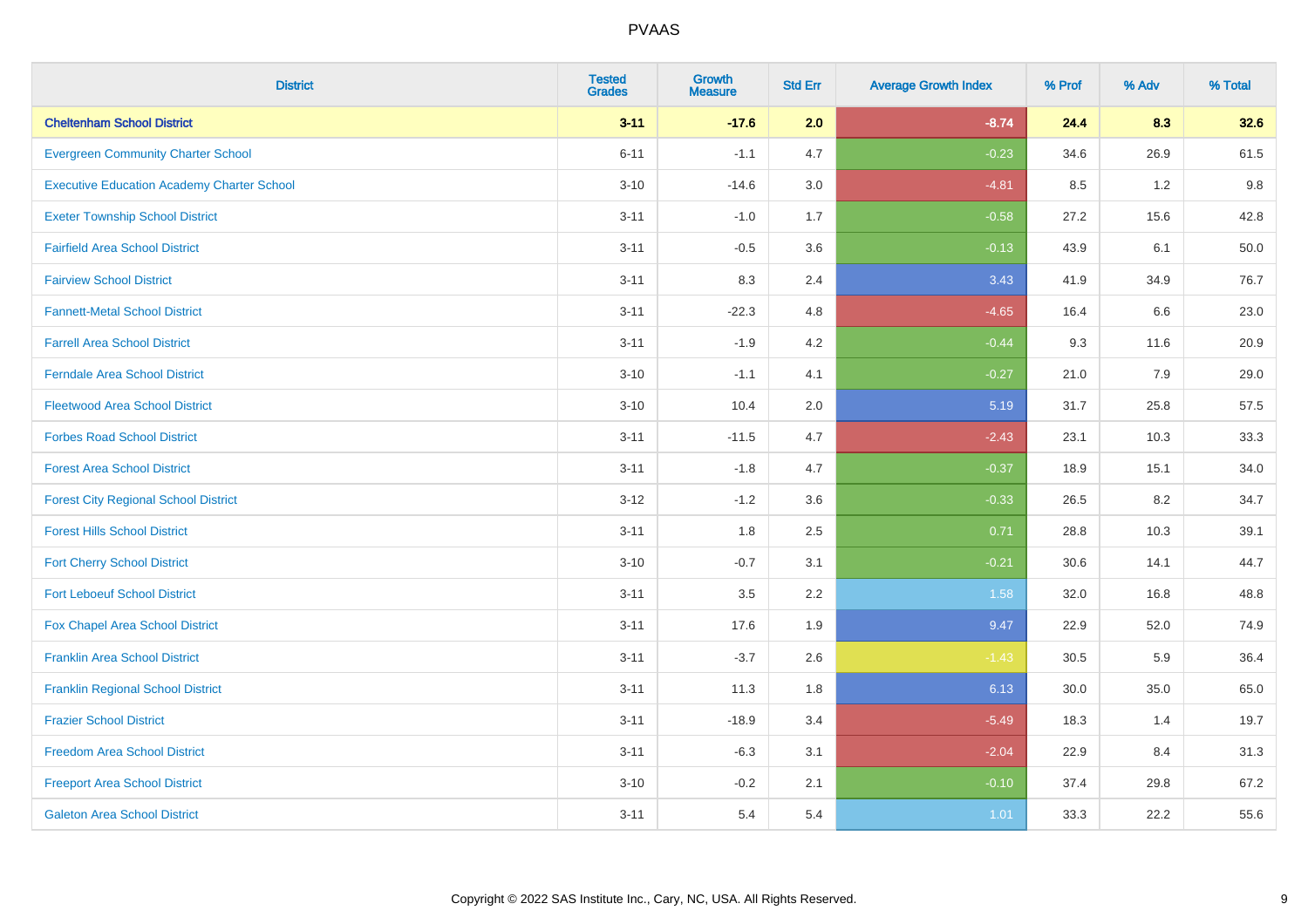| District | Tested Grades | Growth Measure | Std Err | Average Growth Index | % Prof | % Adv | % Total |
|---|---|---|---|---|---|---|---|
| **Cheltenham School District** | **3-11** | **-17.6** | **2.0** | **-8.74** | **24.4** | **8.3** | **32.6** |
| Evergreen Community Charter School | 6-11 | -1.1 | 4.7 | -0.23 | 34.6 | 26.9 | 61.5 |
| Executive Education Academy Charter School | 3-10 | -14.6 | 3.0 | -4.81 | 8.5 | 1.2 | 9.8 |
| Exeter Township School District | 3-11 | -1.0 | 1.7 | -0.58 | 27.2 | 15.6 | 42.8 |
| Fairfield Area School District | 3-11 | -0.5 | 3.6 | -0.13 | 43.9 | 6.1 | 50.0 |
| Fairview School District | 3-11 | 8.3 | 2.4 | 3.43 | 41.9 | 34.9 | 76.7 |
| Fannett-Metal School District | 3-11 | -22.3 | 4.8 | -4.65 | 16.4 | 6.6 | 23.0 |
| Farrell Area School District | 3-11 | -1.9 | 4.2 | -0.44 | 9.3 | 11.6 | 20.9 |
| Ferndale Area School District | 3-10 | -1.1 | 4.1 | -0.27 | 21.0 | 7.9 | 29.0 |
| Fleetwood Area School District | 3-10 | 10.4 | 2.0 | 5.19 | 31.7 | 25.8 | 57.5 |
| Forbes Road School District | 3-11 | -11.5 | 4.7 | -2.43 | 23.1 | 10.3 | 33.3 |
| Forest Area School District | 3-11 | -1.8 | 4.7 | -0.37 | 18.9 | 15.1 | 34.0 |
| Forest City Regional School District | 3-12 | -1.2 | 3.6 | -0.33 | 26.5 | 8.2 | 34.7 |
| Forest Hills School District | 3-11 | 1.8 | 2.5 | 0.71 | 28.8 | 10.3 | 39.1 |
| Fort Cherry School District | 3-10 | -0.7 | 3.1 | -0.21 | 30.6 | 14.1 | 44.7 |
| Fort Leboeuf School District | 3-11 | 3.5 | 2.2 | 1.58 | 32.0 | 16.8 | 48.8 |
| Fox Chapel Area School District | 3-11 | 17.6 | 1.9 | 9.47 | 22.9 | 52.0 | 74.9 |
| Franklin Area School District | 3-11 | -3.7 | 2.6 | -1.43 | 30.5 | 5.9 | 36.4 |
| Franklin Regional School District | 3-11 | 11.3 | 1.8 | 6.13 | 30.0 | 35.0 | 65.0 |
| Frazier School District | 3-11 | -18.9 | 3.4 | -5.49 | 18.3 | 1.4 | 19.7 |
| Freedom Area School District | 3-11 | -6.3 | 3.1 | -2.04 | 22.9 | 8.4 | 31.3 |
| Freeport Area School District | 3-10 | -0.2 | 2.1 | -0.10 | 37.4 | 29.8 | 67.2 |
| Galeton Area School District | 3-11 | 5.4 | 5.4 | 1.01 | 33.3 | 22.2 | 55.6 |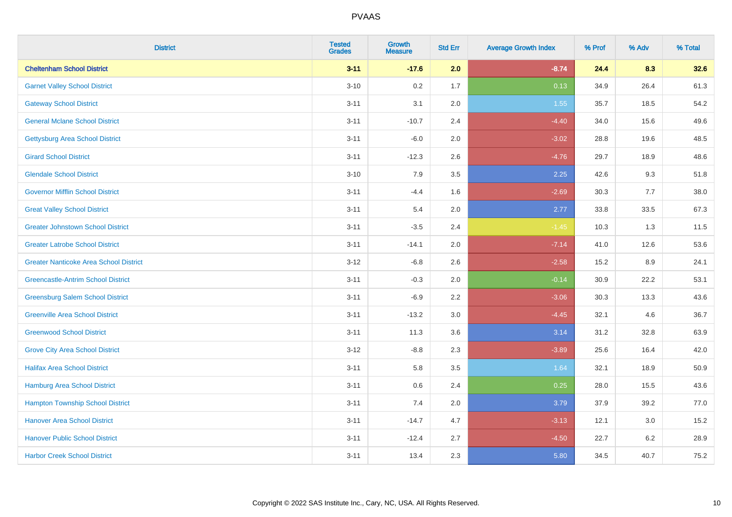# PVAAS

| District | Tested Grades | Growth Measure | Std Err | Average Growth Index | % Prof | % Adv | % Total |
|---|---|---|---|---|---|---|---|
| **Cheltenham School District** | **3-11** | **-17.6** | **2.0** | **-8.74** | **24.4** | **8.3** | **32.6** |
| Garnet Valley School District | 3-10 | 0.2 | 1.7 | 0.13 | 34.9 | 26.4 | 61.3 |
| Gateway School District | 3-11 | 3.1 | 2.0 | 1.55 | 35.7 | 18.5 | 54.2 |
| General Mclane School District | 3-11 | -10.7 | 2.4 | -4.40 | 34.0 | 15.6 | 49.6 |
| Gettysburg Area School District | 3-11 | -6.0 | 2.0 | -3.02 | 28.8 | 19.6 | 48.5 |
| Girard School District | 3-11 | -12.3 | 2.6 | -4.76 | 29.7 | 18.9 | 48.6 |
| Glendale School District | 3-10 | 7.9 | 3.5 | 2.25 | 42.6 | 9.3 | 51.8 |
| Governor Mifflin School District | 3-11 | -4.4 | 1.6 | -2.69 | 30.3 | 7.7 | 38.0 |
| Great Valley School District | 3-11 | 5.4 | 2.0 | 2.77 | 33.8 | 33.5 | 67.3 |
| Greater Johnstown School District | 3-11 | -3.5 | 2.4 | -1.45 | 10.3 | 1.3 | 11.5 |
| Greater Latrobe School District | 3-11 | -14.1 | 2.0 | -7.14 | 41.0 | 12.6 | 53.6 |
| Greater Nanticoke Area School District | 3-12 | -6.8 | 2.6 | -2.58 | 15.2 | 8.9 | 24.1 |
| Greencastle-Antrim School District | 3-11 | -0.3 | 2.0 | -0.14 | 30.9 | 22.2 | 53.1 |
| Greensburg Salem School District | 3-11 | -6.9 | 2.2 | -3.06 | 30.3 | 13.3 | 43.6 |
| Greenville Area School District | 3-11 | -13.2 | 3.0 | -4.45 | 32.1 | 4.6 | 36.7 |
| Greenwood School District | 3-11 | 11.3 | 3.6 | 3.14 | 31.2 | 32.8 | 63.9 |
| Grove City Area School District | 3-12 | -8.8 | 2.3 | -3.89 | 25.6 | 16.4 | 42.0 |
| Halifax Area School District | 3-11 | 5.8 | 3.5 | 1.64 | 32.1 | 18.9 | 50.9 |
| Hamburg Area School District | 3-11 | 0.6 | 2.4 | 0.25 | 28.0 | 15.5 | 43.6 |
| Hampton Township School District | 3-11 | 7.4 | 2.0 | 3.79 | 37.9 | 39.2 | 77.0 |
| Hanover Area School District | 3-11 | -14.7 | 4.7 | -3.13 | 12.1 | 3.0 | 15.2 |
| Hanover Public School District | 3-11 | -12.4 | 2.7 | -4.50 | 22.7 | 6.2 | 28.9 |
| Harbor Creek School District | 3-11 | 13.4 | 2.3 | 5.80 | 34.5 | 40.7 | 75.2 |

Copyright © 2022 SAS Institute Inc., Cary, NC, USA. All Rights Reserved.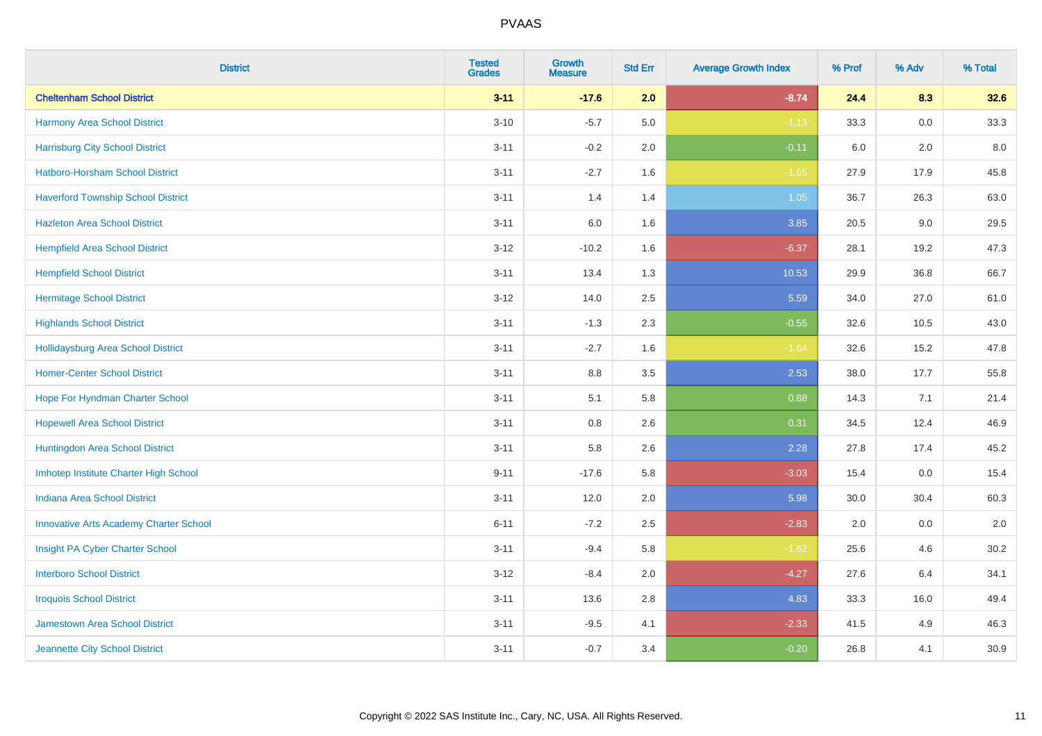| District | Tested Grades | Growth Measure | Std Err | Average Growth Index | % Prof | % Adv | % Total |
|---|---|---|---|---|---|---|---|
| **Cheltenham School District** | **3-11** | **-17.6** | **2.0** | **-8.74** | **24.4** | **8.3** | **32.6** |
| Harmony Area School District | 3-10 | -5.7 | 5.0 | -1.13 | 33.3 | 0.0 | 33.3 |
| Harrisburg City School District | 3-11 | -0.2 | 2.0 | -0.11 | 6.0 | 2.0 | 8.0 |
| Hatboro-Horsham School District | 3-11 | -2.7 | 1.6 | -1.65 | 27.9 | 17.9 | 45.8 |
| Haverford Township School District | 3-11 | 1.4 | 1.4 | 1.05 | 36.7 | 26.3 | 63.0 |
| Hazleton Area School District | 3-11 | 6.0 | 1.6 | 3.85 | 20.5 | 9.0 | 29.5 |
| Hempfield Area School District | 3-12 | -10.2 | 1.6 | -6.37 | 28.1 | 19.2 | 47.3 |
| Hempfield School District | 3-11 | 13.4 | 1.3 | 10.53 | 29.9 | 36.8 | 66.7 |
| Hermitage School District | 3-12 | 14.0 | 2.5 | 5.59 | 34.0 | 27.0 | 61.0 |
| Highlands School District | 3-11 | -1.3 | 2.3 | -0.55 | 32.6 | 10.5 | 43.0 |
| Hollidaysburg Area School District | 3-11 | -2.7 | 1.6 | -1.64 | 32.6 | 15.2 | 47.8 |
| Homer-Center School District | 3-11 | 8.8 | 3.5 | 2.53 | 38.0 | 17.7 | 55.8 |
| Hope For Hyndman Charter School | 3-11 | 5.1 | 5.8 | 0.88 | 14.3 | 7.1 | 21.4 |
| Hopewell Area School District | 3-11 | 0.8 | 2.6 | 0.31 | 34.5 | 12.4 | 46.9 |
| Huntingdon Area School District | 3-11 | 5.8 | 2.6 | 2.28 | 27.8 | 17.4 | 45.2 |
| Imhotep Institute Charter High School | 9-11 | -17.6 | 5.8 | -3.03 | 15.4 | 0.0 | 15.4 |
| Indiana Area School District | 3-11 | 12.0 | 2.0 | 5.98 | 30.0 | 30.4 | 60.3 |
| Innovative Arts Academy Charter School | 6-11 | -7.2 | 2.5 | -2.83 | 2.0 | 0.0 | 2.0 |
| Insight PA Cyber Charter School | 3-11 | -9.4 | 5.8 | -1.62 | 25.6 | 4.6 | 30.2 |
| Interboro School District | 3-12 | -8.4 | 2.0 | -4.27 | 27.6 | 6.4 | 34.1 |
| Iroquois School District | 3-11 | 13.6 | 2.8 | 4.83 | 33.3 | 16.0 | 49.4 |
| Jamestown Area School District | 3-11 | -9.5 | 4.1 | -2.33 | 41.5 | 4.9 | 46.3 |
| Jeannette City School District | 3-11 | -0.7 | 3.4 | -0.20 | 26.8 | 4.1 | 30.9 |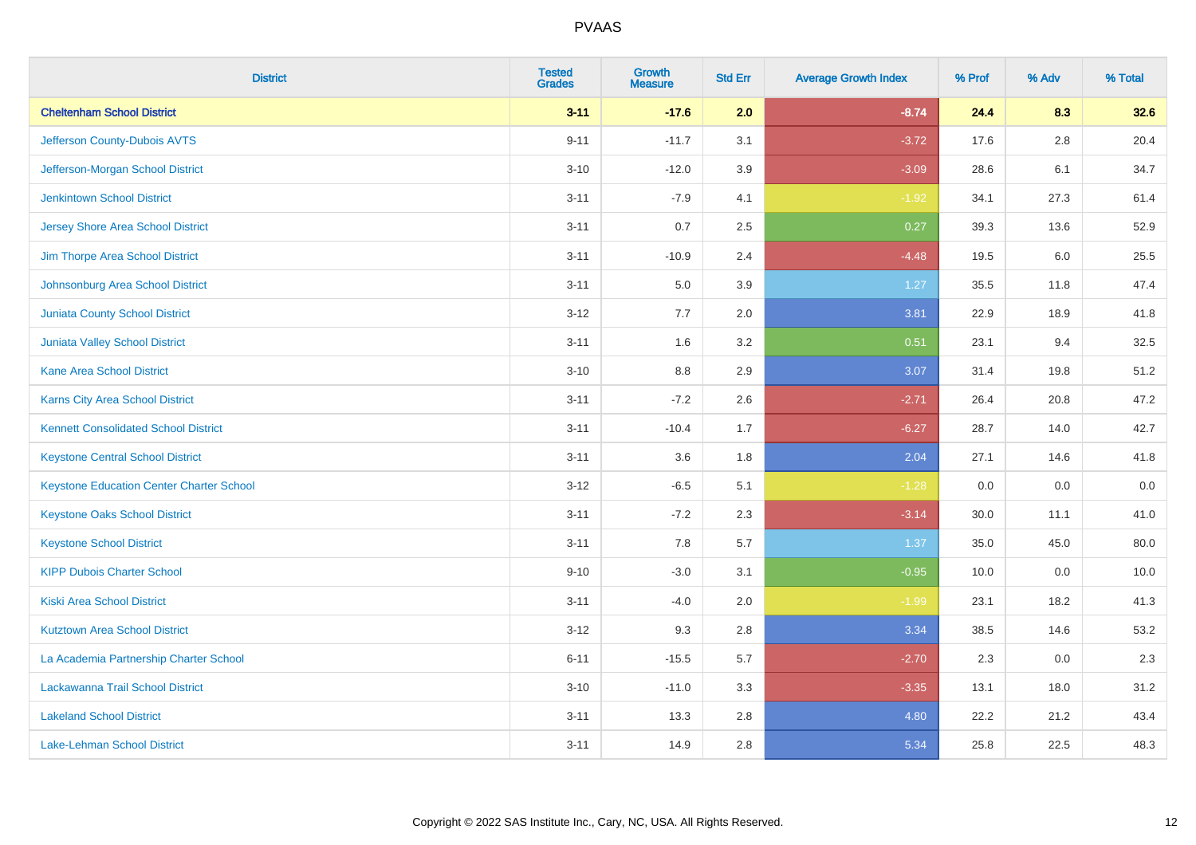| District | Tested Grades | Growth Measure | Std Err | Average Growth Index | % Prof | % Adv | % Total |
|---|---|---|---|---|---|---|---|
| **Cheltenham School District** | **3-11** | **-17.6** | **2.0** | **-8.74** | **24.4** | **8.3** | **32.6** |
| Jefferson County-Dubois AVTS | 9-11 | -11.7 | 3.1 | -3.72 | 17.6 | 2.8 | 20.4 |
| Jefferson-Morgan School District | 3-10 | -12.0 | 3.9 | -3.09 | 28.6 | 6.1 | 34.7 |
| Jenkintown School District | 3-11 | -7.9 | 4.1 | -1.92 | 34.1 | 27.3 | 61.4 |
| Jersey Shore Area School District | 3-11 | 0.7 | 2.5 | 0.27 | 39.3 | 13.6 | 52.9 |
| Jim Thorpe Area School District | 3-11 | -10.9 | 2.4 | -4.48 | 19.5 | 6.0 | 25.5 |
| Johnsonburg Area School District | 3-11 | 5.0 | 3.9 | 1.27 | 35.5 | 11.8 | 47.4 |
| Juniata County School District | 3-12 | 7.7 | 2.0 | 3.81 | 22.9 | 18.9 | 41.8 |
| Juniata Valley School District | 3-11 | 1.6 | 3.2 | 0.51 | 23.1 | 9.4 | 32.5 |
| Kane Area School District | 3-10 | 8.8 | 2.9 | 3.07 | 31.4 | 19.8 | 51.2 |
| Karns City Area School District | 3-11 | -7.2 | 2.6 | -2.71 | 26.4 | 20.8 | 47.2 |
| Kennett Consolidated School District | 3-11 | -10.4 | 1.7 | -6.27 | 28.7 | 14.0 | 42.7 |
| Keystone Central School District | 3-11 | 3.6 | 1.8 | 2.04 | 27.1 | 14.6 | 41.8 |
| Keystone Education Center Charter School | 3-12 | -6.5 | 5.1 | -1.28 | 0.0 | 0.0 | 0.0 |
| Keystone Oaks School District | 3-11 | -7.2 | 2.3 | -3.14 | 30.0 | 11.1 | 41.0 |
| Keystone School District | 3-11 | 7.8 | 5.7 | 1.37 | 35.0 | 45.0 | 80.0 |
| KIPP Dubois Charter School | 9-10 | -3.0 | 3.1 | -0.95 | 10.0 | 0.0 | 10.0 |
| Kiski Area School District | 3-11 | -4.0 | 2.0 | -1.99 | 23.1 | 18.2 | 41.3 |
| Kutztown Area School District | 3-12 | 9.3 | 2.8 | 3.34 | 38.5 | 14.6 | 53.2 |
| La Academia Partnership Charter School | 6-11 | -15.5 | 5.7 | -2.70 | 2.3 | 0.0 | 2.3 |
| Lackawanna Trail School District | 3-10 | -11.0 | 3.3 | -3.35 | 13.1 | 18.0 | 31.2 |
| Lakeland School District | 3-11 | 13.3 | 2.8 | 4.80 | 22.2 | 21.2 | 43.4 |
| Lake-Lehman School District | 3-11 | 14.9 | 2.8 | 5.34 | 25.8 | 22.5 | 48.3 |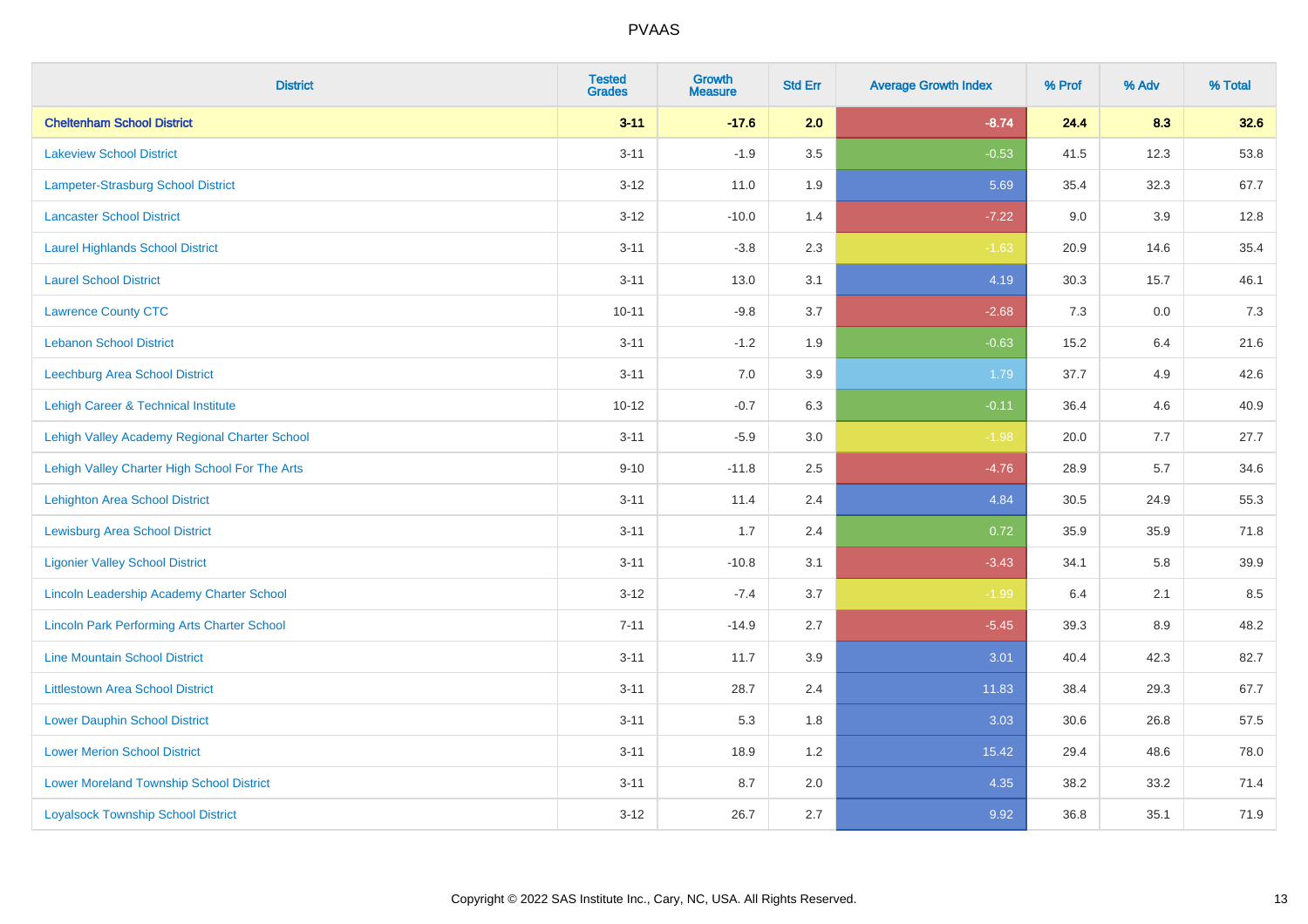# PVAAS

| District | Tested Grades | Growth Measure | Std Err | Average Growth Index | % Prof | % Adv | % Total |
|---|---|---|---|---|---|---|---|
| **Cheltenham School District** | **3-11** | **-17.6** | **2.0** | **-8.74** | **24.4** | **8.3** | **32.6** |
| Lakeview School District | 3-11 | -1.9 | 3.5 | -0.53 | 41.5 | 12.3 | 53.8 |
| Lampeter-Strasburg School District | 3-12 | 11.0 | 1.9 | 5.69 | 35.4 | 32.3 | 67.7 |
| Lancaster School District | 3-12 | -10.0 | 1.4 | -7.22 | 9.0 | 3.9 | 12.8 |
| Laurel Highlands School District | 3-11 | -3.8 | 2.3 | -1.63 | 20.9 | 14.6 | 35.4 |
| Laurel School District | 3-11 | 13.0 | 3.1 | 4.19 | 30.3 | 15.7 | 46.1 |
| Lawrence County CTC | 10-11 | -9.8 | 3.7 | -2.68 | 7.3 | 0.0 | 7.3 |
| Lebanon School District | 3-11 | -1.2 | 1.9 | -0.63 | 15.2 | 6.4 | 21.6 |
| Leechburg Area School District | 3-11 | 7.0 | 3.9 | 1.79 | 37.7 | 4.9 | 42.6 |
| Lehigh Career & Technical Institute | 10-12 | -0.7 | 6.3 | -0.11 | 36.4 | 4.6 | 40.9 |
| Lehigh Valley Academy Regional Charter School | 3-11 | -5.9 | 3.0 | -1.98 | 20.0 | 7.7 | 27.7 |
| Lehigh Valley Charter High School For The Arts | 9-10 | -11.8 | 2.5 | -4.76 | 28.9 | 5.7 | 34.6 |
| Lehighton Area School District | 3-11 | 11.4 | 2.4 | 4.84 | 30.5 | 24.9 | 55.3 |
| Lewisburg Area School District | 3-11 | 1.7 | 2.4 | 0.72 | 35.9 | 35.9 | 71.8 |
| Ligonier Valley School District | 3-11 | -10.8 | 3.1 | -3.43 | 34.1 | 5.8 | 39.9 |
| Lincoln Leadership Academy Charter School | 3-12 | -7.4 | 3.7 | -1.99 | 6.4 | 2.1 | 8.5 |
| Lincoln Park Performing Arts Charter School | 7-11 | -14.9 | 2.7 | -5.45 | 39.3 | 8.9 | 48.2 |
| Line Mountain School District | 3-11 | 11.7 | 3.9 | 3.01 | 40.4 | 42.3 | 82.7 |
| Littlestown Area School District | 3-11 | 28.7 | 2.4 | 11.83 | 38.4 | 29.3 | 67.7 |
| Lower Dauphin School District | 3-11 | 5.3 | 1.8 | 3.03 | 30.6 | 26.8 | 57.5 |
| Lower Merion School District | 3-11 | 18.9 | 1.2 | 15.42 | 29.4 | 48.6 | 78.0 |
| Lower Moreland Township School District | 3-11 | 8.7 | 2.0 | 4.35 | 38.2 | 33.2 | 71.4 |
| Loyalsock Township School District | 3-12 | 26.7 | 2.7 | 9.92 | 36.8 | 35.1 | 71.9 |

Copyright © 2022 SAS Institute Inc., Cary, NC, USA. All Rights Reserved.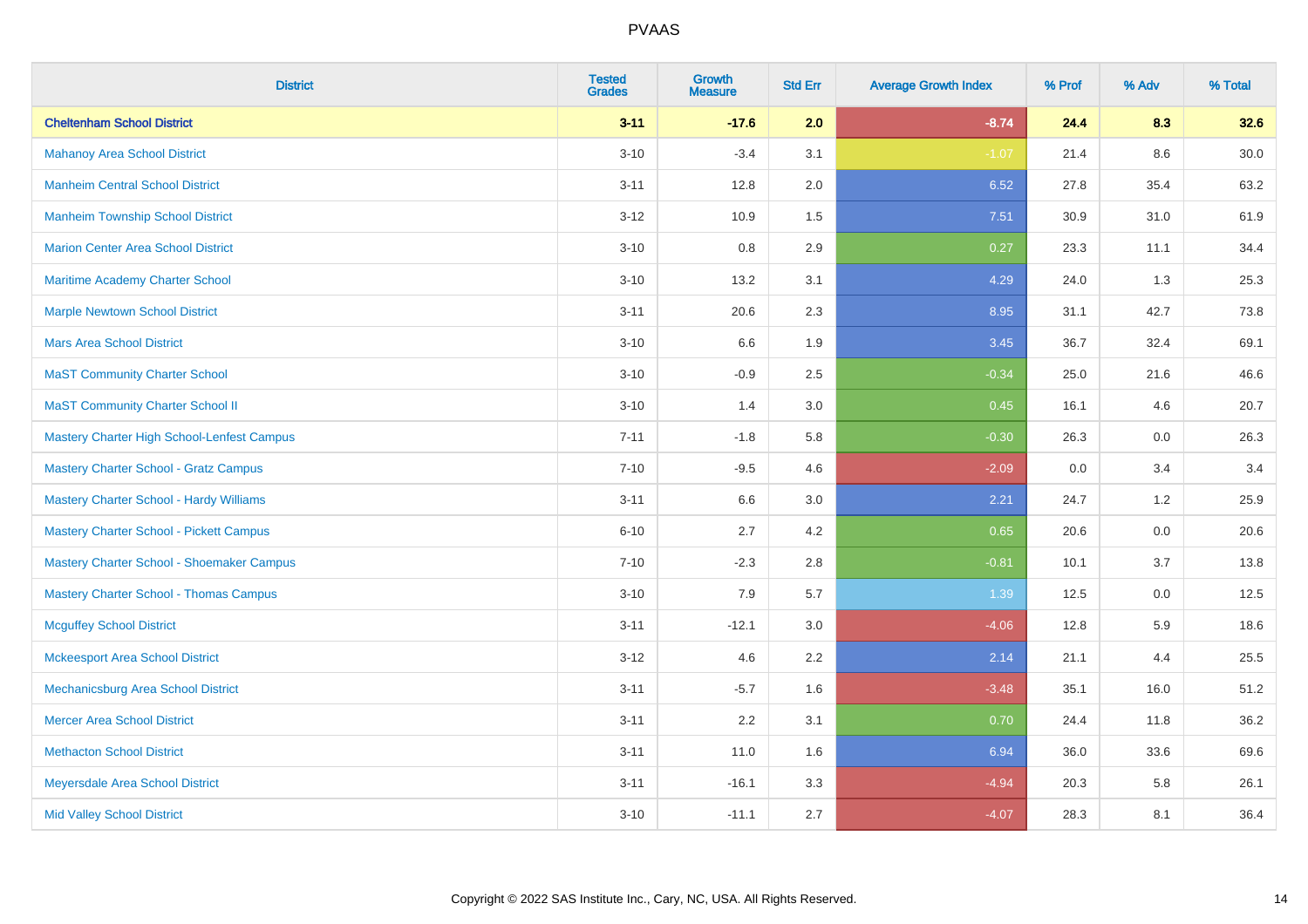# PVAAS

| District | Tested Grades | Growth Measure | Std Err | Average Growth Index | % Prof | % Adv | % Total |
|---|---|---|---|---|---|---|---|
| **Cheltenham School District** | **3-11** | **-17.6** | **2.0** | **-8.74** | **24.4** | **8.3** | **32.6** |
| Mahanoy Area School District | 3-10 | -3.4 | 3.1 | -1.07 | 21.4 | 8.6 | 30.0 |
| Manheim Central School District | 3-11 | 12.8 | 2.0 | 6.52 | 27.8 | 35.4 | 63.2 |
| Manheim Township School District | 3-12 | 10.9 | 1.5 | 7.51 | 30.9 | 31.0 | 61.9 |
| Marion Center Area School District | 3-10 | 0.8 | 2.9 | 0.27 | 23.3 | 11.1 | 34.4 |
| Maritime Academy Charter School | 3-10 | 13.2 | 3.1 | 4.29 | 24.0 | 1.3 | 25.3 |
| Marple Newtown School District | 3-11 | 20.6 | 2.3 | 8.95 | 31.1 | 42.7 | 73.8 |
| Mars Area School District | 3-10 | 6.6 | 1.9 | 3.45 | 36.7 | 32.4 | 69.1 |
| MaST Community Charter School | 3-10 | -0.9 | 2.5 | -0.34 | 25.0 | 21.6 | 46.6 |
| MaST Community Charter School II | 3-10 | 1.4 | 3.0 | 0.45 | 16.1 | 4.6 | 20.7 |
| Mastery Charter High School-Lenfest Campus | 7-11 | -1.8 | 5.8 | -0.30 | 26.3 | 0.0 | 26.3 |
| Mastery Charter School - Gratz Campus | 7-10 | -9.5 | 4.6 | -2.09 | 0.0 | 3.4 | 3.4 |
| Mastery Charter School - Hardy Williams | 3-11 | 6.6 | 3.0 | 2.21 | 24.7 | 1.2 | 25.9 |
| Mastery Charter School - Pickett Campus | 6-10 | 2.7 | 4.2 | 0.65 | 20.6 | 0.0 | 20.6 |
| Mastery Charter School - Shoemaker Campus | 7-10 | -2.3 | 2.8 | -0.81 | 10.1 | 3.7 | 13.8 |
| Mastery Charter School - Thomas Campus | 3-10 | 7.9 | 5.7 | 1.39 | 12.5 | 0.0 | 12.5 |
| Mcguffey School District | 3-11 | -12.1 | 3.0 | -4.06 | 12.8 | 5.9 | 18.6 |
| Mckeesport Area School District | 3-12 | 4.6 | 2.2 | 2.14 | 21.1 | 4.4 | 25.5 |
| Mechanicsburg Area School District | 3-11 | -5.7 | 1.6 | -3.48 | 35.1 | 16.0 | 51.2 |
| Mercer Area School District | 3-11 | 2.2 | 3.1 | 0.70 | 24.4 | 11.8 | 36.2 |
| Methacton School District | 3-11 | 11.0 | 1.6 | 6.94 | 36.0 | 33.6 | 69.6 |
| Meyersdale Area School District | 3-11 | -16.1 | 3.3 | -4.94 | 20.3 | 5.8 | 26.1 |
| Mid Valley School District | 3-10 | -11.1 | 2.7 | -4.07 | 28.3 | 8.1 | 36.4 |

Copyright © 2022 SAS Institute Inc., Cary, NC, USA. All Rights Reserved.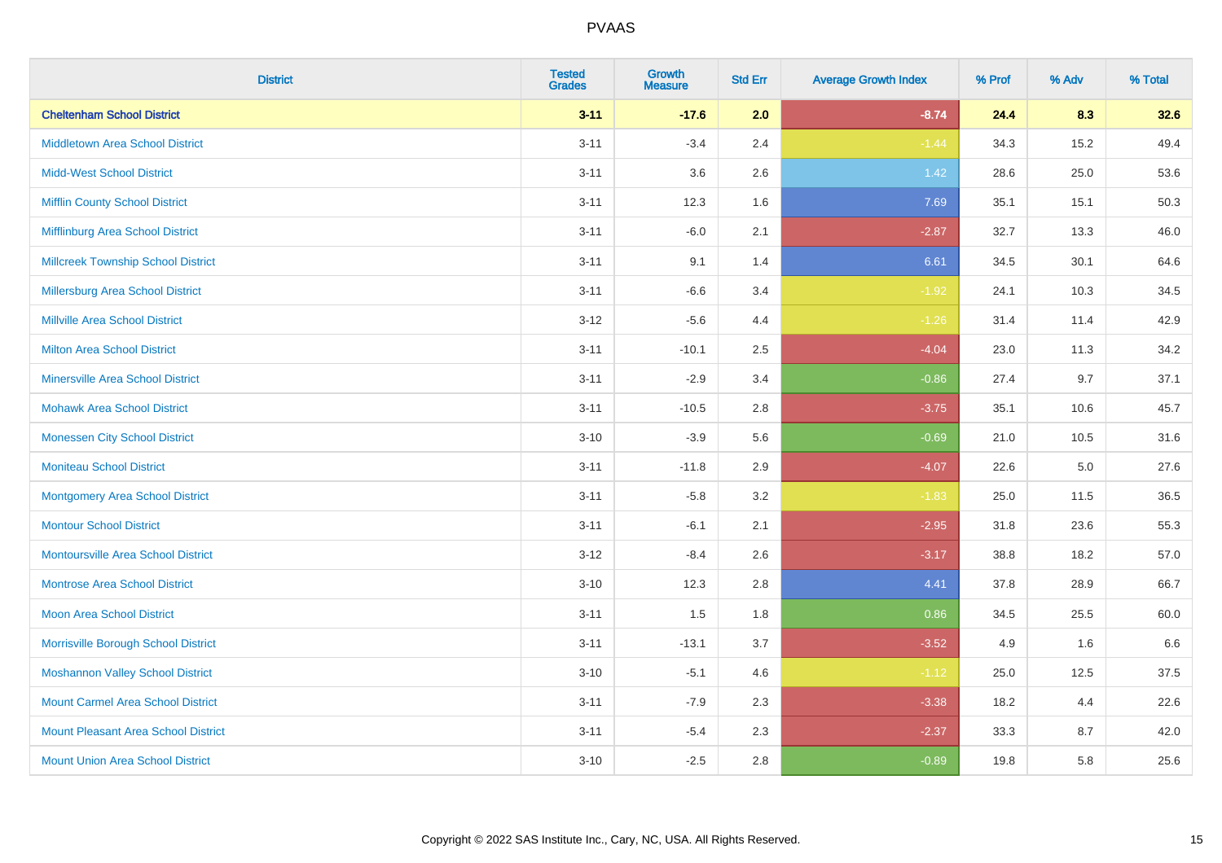# PVAAS

| District | Tested Grades | Growth Measure | Std Err | Average Growth Index | % Prof | % Adv | % Total |
|---|---|---|---|---|---|---|---|
| **Cheltenham School District** | **3-11** | **-17.6** | **2.0** | **-8.74** | **24.4** | **8.3** | **32.6** |
| Middletown Area School District | 3-11 | -3.4 | 2.4 | -1.44 | 34.3 | 15.2 | 49.4 |
| Midd-West School District | 3-11 | 3.6 | 2.6 | 1.42 | 28.6 | 25.0 | 53.6 |
| Mifflin County School District | 3-11 | 12.3 | 1.6 | 7.69 | 35.1 | 15.1 | 50.3 |
| Mifflinburg Area School District | 3-11 | -6.0 | 2.1 | -2.87 | 32.7 | 13.3 | 46.0 |
| Millcreek Township School District | 3-11 | 9.1 | 1.4 | 6.61 | 34.5 | 30.1 | 64.6 |
| Millersburg Area School District | 3-11 | -6.6 | 3.4 | -1.92 | 24.1 | 10.3 | 34.5 |
| Millville Area School District | 3-12 | -5.6 | 4.4 | -1.26 | 31.4 | 11.4 | 42.9 |
| Milton Area School District | 3-11 | -10.1 | 2.5 | -4.04 | 23.0 | 11.3 | 34.2 |
| Minersville Area School District | 3-11 | -2.9 | 3.4 | -0.86 | 27.4 | 9.7 | 37.1 |
| Mohawk Area School District | 3-11 | -10.5 | 2.8 | -3.75 | 35.1 | 10.6 | 45.7 |
| Monessen City School District | 3-10 | -3.9 | 5.6 | -0.69 | 21.0 | 10.5 | 31.6 |
| Moniteau School District | 3-11 | -11.8 | 2.9 | -4.07 | 22.6 | 5.0 | 27.6 |
| Montgomery Area School District | 3-11 | -5.8 | 3.2 | -1.83 | 25.0 | 11.5 | 36.5 |
| Montour School District | 3-11 | -6.1 | 2.1 | -2.95 | 31.8 | 23.6 | 55.3 |
| Montoursville Area School District | 3-12 | -8.4 | 2.6 | -3.17 | 38.8 | 18.2 | 57.0 |
| Montrose Area School District | 3-10 | 12.3 | 2.8 | 4.41 | 37.8 | 28.9 | 66.7 |
| Moon Area School District | 3-11 | 1.5 | 1.8 | 0.86 | 34.5 | 25.5 | 60.0 |
| Morrisville Borough School District | 3-11 | -13.1 | 3.7 | -3.52 | 4.9 | 1.6 | 6.6 |
| Moshannon Valley School District | 3-10 | -5.1 | 4.6 | -1.12 | 25.0 | 12.5 | 37.5 |
| Mount Carmel Area School District | 3-11 | -7.9 | 2.3 | -3.38 | 18.2 | 4.4 | 22.6 |
| Mount Pleasant Area School District | 3-11 | -5.4 | 2.3 | -2.37 | 33.3 | 8.7 | 42.0 |
| Mount Union Area School District | 3-10 | -2.5 | 2.8 | -0.89 | 19.8 | 5.8 | 25.6 |

Copyright © 2022 SAS Institute Inc., Cary, NC, USA. All Rights Reserved.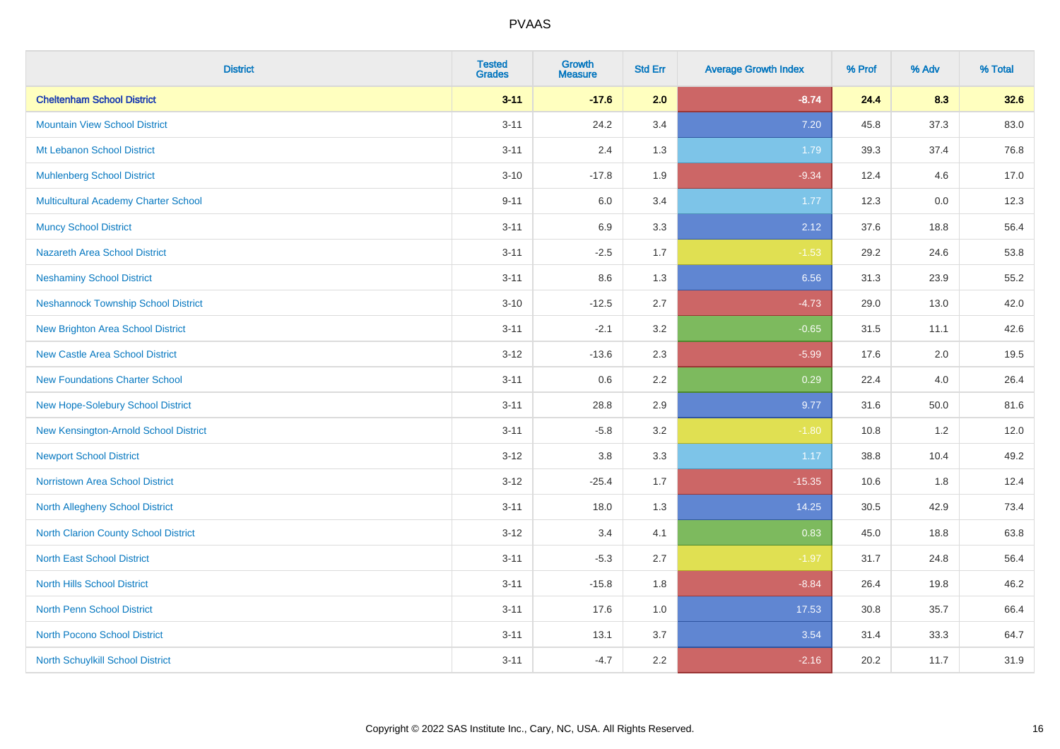# PVAAS

| District | Tested Grades | Growth Measure | Std Err | Average Growth Index | % Prof | % Adv | % Total |
|---|---|---|---|---|---|---|---|
| **Cheltenham School District** | **3-11** | **-17.6** | **2.0** | **-8.74** | **24.4** | **8.3** | **32.6** |
| Mountain View School District | 3-11 | 24.2 | 3.4 | 7.20 | 45.8 | 37.3 | 83.0 |
| Mt Lebanon School District | 3-11 | 2.4 | 1.3 | 1.79 | 39.3 | 37.4 | 76.8 |
| Muhlenberg School District | 3-10 | -17.8 | 1.9 | -9.34 | 12.4 | 4.6 | 17.0 |
| Multicultural Academy Charter School | 9-11 | 6.0 | 3.4 | 1.77 | 12.3 | 0.0 | 12.3 |
| Muncy School District | 3-11 | 6.9 | 3.3 | 2.12 | 37.6 | 18.8 | 56.4 |
| Nazareth Area School District | 3-11 | -2.5 | 1.7 | -1.53 | 29.2 | 24.6 | 53.8 |
| Neshaminy School District | 3-11 | 8.6 | 1.3 | 6.56 | 31.3 | 23.9 | 55.2 |
| Neshannock Township School District | 3-10 | -12.5 | 2.7 | -4.73 | 29.0 | 13.0 | 42.0 |
| New Brighton Area School District | 3-11 | -2.1 | 3.2 | -0.65 | 31.5 | 11.1 | 42.6 |
| New Castle Area School District | 3-12 | -13.6 | 2.3 | -5.99 | 17.6 | 2.0 | 19.5 |
| New Foundations Charter School | 3-11 | 0.6 | 2.2 | 0.29 | 22.4 | 4.0 | 26.4 |
| New Hope-Solebury School District | 3-11 | 28.8 | 2.9 | 9.77 | 31.6 | 50.0 | 81.6 |
| New Kensington-Arnold School District | 3-11 | -5.8 | 3.2 | -1.80 | 10.8 | 1.2 | 12.0 |
| Newport School District | 3-12 | 3.8 | 3.3 | 1.17 | 38.8 | 10.4 | 49.2 |
| Norristown Area School District | 3-12 | -25.4 | 1.7 | -15.35 | 10.6 | 1.8 | 12.4 |
| North Allegheny School District | 3-11 | 18.0 | 1.3 | 14.25 | 30.5 | 42.9 | 73.4 |
| North Clarion County School District | 3-12 | 3.4 | 4.1 | 0.83 | 45.0 | 18.8 | 63.8 |
| North East School District | 3-11 | -5.3 | 2.7 | -1.97 | 31.7 | 24.8 | 56.4 |
| North Hills School District | 3-11 | -15.8 | 1.8 | -8.84 | 26.4 | 19.8 | 46.2 |
| North Penn School District | 3-11 | 17.6 | 1.0 | 17.53 | 30.8 | 35.7 | 66.4 |
| North Pocono School District | 3-11 | 13.1 | 3.7 | 3.54 | 31.4 | 33.3 | 64.7 |
| North Schuylkill School District | 3-11 | -4.7 | 2.2 | -2.16 | 20.2 | 11.7 | 31.9 |

Copyright © 2022 SAS Institute Inc., Cary, NC, USA. All Rights Reserved.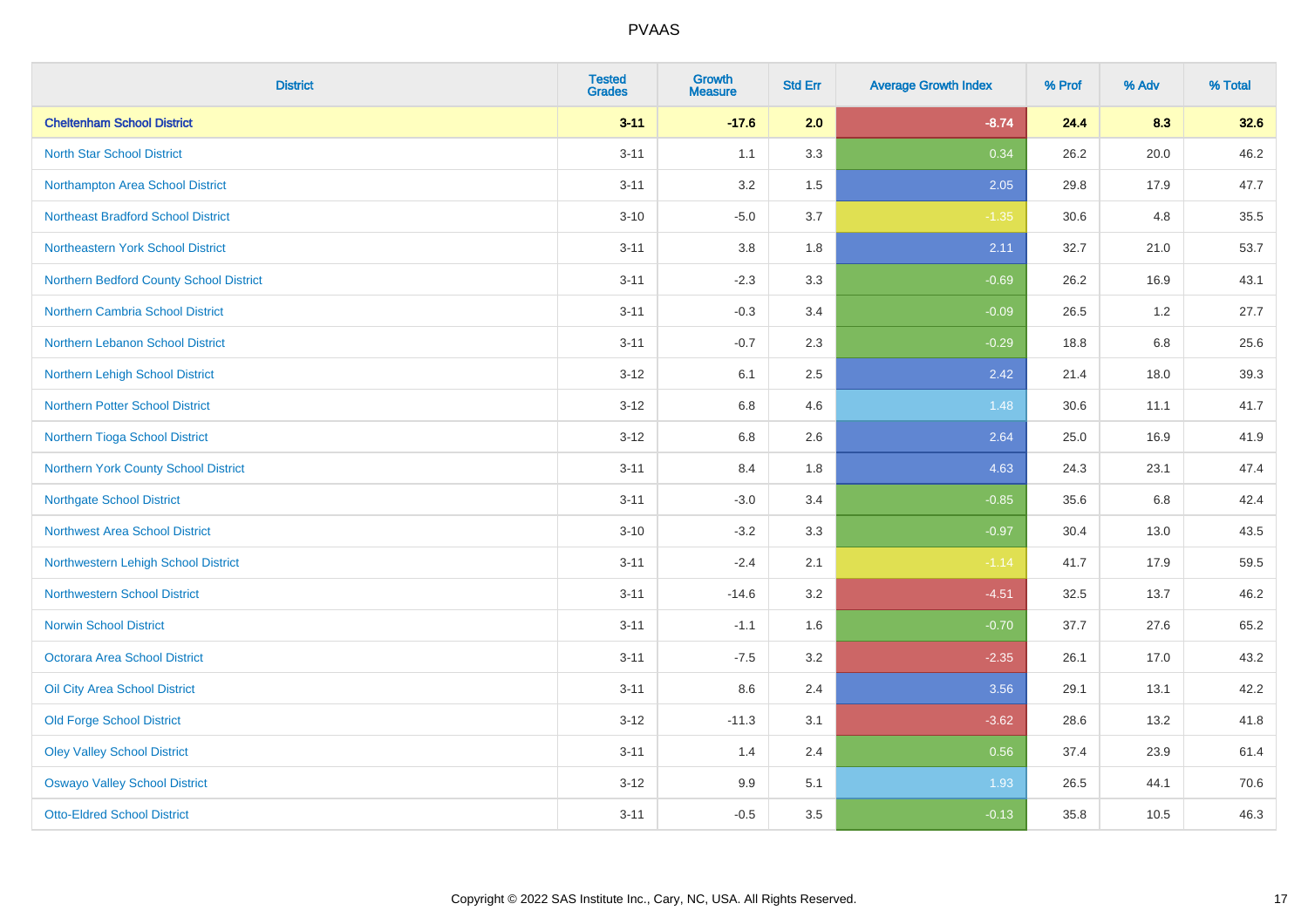# PVAAS

| District | Tested Grades | Growth Measure | Std Err | Average Growth Index | % Prof | % Adv | % Total |
|---|---|---|---|---|---|---|---|
| **Cheltenham School District** | **3-11** | **-17.6** | **2.0** | **-8.74** | **24.4** | **8.3** | **32.6** |
| North Star School District | 3-11 | 1.1 | 3.3 | 0.34 | 26.2 | 20.0 | 46.2 |
| Northampton Area School District | 3-11 | 3.2 | 1.5 | 2.05 | 29.8 | 17.9 | 47.7 |
| Northeast Bradford School District | 3-10 | -5.0 | 3.7 | -1.35 | 30.6 | 4.8 | 35.5 |
| Northeastern York School District | 3-11 | 3.8 | 1.8 | 2.11 | 32.7 | 21.0 | 53.7 |
| Northern Bedford County School District | 3-11 | -2.3 | 3.3 | -0.69 | 26.2 | 16.9 | 43.1 |
| Northern Cambria School District | 3-11 | -0.3 | 3.4 | -0.09 | 26.5 | 1.2 | 27.7 |
| Northern Lebanon School District | 3-11 | -0.7 | 2.3 | -0.29 | 18.8 | 6.8 | 25.6 |
| Northern Lehigh School District | 3-12 | 6.1 | 2.5 | 2.42 | 21.4 | 18.0 | 39.3 |
| Northern Potter School District | 3-12 | 6.8 | 4.6 | 1.48 | 30.6 | 11.1 | 41.7 |
| Northern Tioga School District | 3-12 | 6.8 | 2.6 | 2.64 | 25.0 | 16.9 | 41.9 |
| Northern York County School District | 3-11 | 8.4 | 1.8 | 4.63 | 24.3 | 23.1 | 47.4 |
| Northgate School District | 3-11 | -3.0 | 3.4 | -0.85 | 35.6 | 6.8 | 42.4 |
| Northwest Area School District | 3-10 | -3.2 | 3.3 | -0.97 | 30.4 | 13.0 | 43.5 |
| Northwestern Lehigh School District | 3-11 | -2.4 | 2.1 | -1.14 | 41.7 | 17.9 | 59.5 |
| Northwestern School District | 3-11 | -14.6 | 3.2 | -4.51 | 32.5 | 13.7 | 46.2 |
| Norwin School District | 3-11 | -1.1 | 1.6 | -0.70 | 37.7 | 27.6 | 65.2 |
| Octorara Area School District | 3-11 | -7.5 | 3.2 | -2.35 | 26.1 | 17.0 | 43.2 |
| Oil City Area School District | 3-11 | 8.6 | 2.4 | 3.56 | 29.1 | 13.1 | 42.2 |
| Old Forge School District | 3-12 | -11.3 | 3.1 | -3.62 | 28.6 | 13.2 | 41.8 |
| Oley Valley School District | 3-11 | 1.4 | 2.4 | 0.56 | 37.4 | 23.9 | 61.4 |
| Oswayo Valley School District | 3-12 | 9.9 | 5.1 | 1.93 | 26.5 | 44.1 | 70.6 |
| Otto-Eldred School District | 3-11 | -0.5 | 3.5 | -0.13 | 35.8 | 10.5 | 46.3 |

Copyright © 2022 SAS Institute Inc., Cary, NC, USA. All Rights Reserved.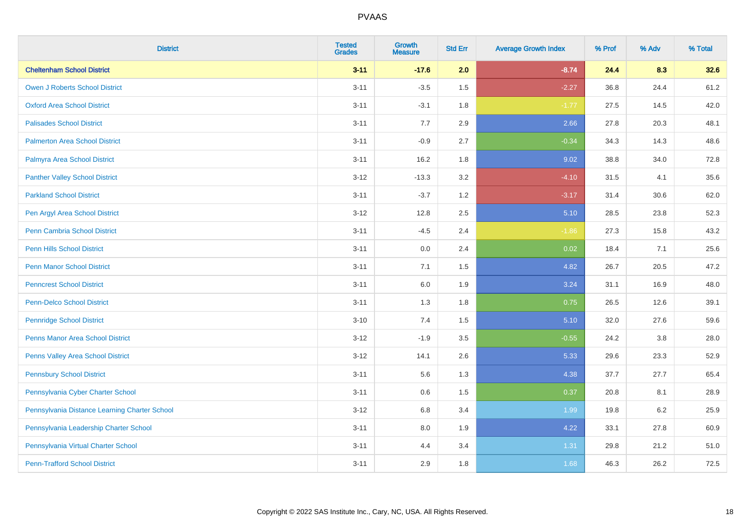# PVAAS

| District | Tested Grades | Growth Measure | Std Err | Average Growth Index | % Prof | % Adv | % Total |
|---|---|---|---|---|---|---|---|
| **Cheltenham School District** | **3-11** | **-17.6** | **2.0** | **-8.74** | **24.4** | **8.3** | **32.6** |
| Owen J Roberts School District | 3-11 | -3.5 | 1.5 | -2.27 | 36.8 | 24.4 | 61.2 |
| Oxford Area School District | 3-11 | -3.1 | 1.8 | -1.77 | 27.5 | 14.5 | 42.0 |
| Palisades School District | 3-11 | 7.7 | 2.9 | 2.66 | 27.8 | 20.3 | 48.1 |
| Palmerton Area School District | 3-11 | -0.9 | 2.7 | -0.34 | 34.3 | 14.3 | 48.6 |
| Palmyra Area School District | 3-11 | 16.2 | 1.8 | 9.02 | 38.8 | 34.0 | 72.8 |
| Panther Valley School District | 3-12 | -13.3 | 3.2 | -4.10 | 31.5 | 4.1 | 35.6 |
| Parkland School District | 3-11 | -3.7 | 1.2 | -3.17 | 31.4 | 30.6 | 62.0 |
| Pen Argyl Area School District | 3-12 | 12.8 | 2.5 | 5.10 | 28.5 | 23.8 | 52.3 |
| Penn Cambria School District | 3-11 | -4.5 | 2.4 | -1.86 | 27.3 | 15.8 | 43.2 |
| Penn Hills School District | 3-11 | 0.0 | 2.4 | 0.02 | 18.4 | 7.1 | 25.6 |
| Penn Manor School District | 3-11 | 7.1 | 1.5 | 4.82 | 26.7 | 20.5 | 47.2 |
| Penncrest School District | 3-11 | 6.0 | 1.9 | 3.24 | 31.1 | 16.9 | 48.0 |
| Penn-Delco School District | 3-11 | 1.3 | 1.8 | 0.75 | 26.5 | 12.6 | 39.1 |
| Pennridge School District | 3-10 | 7.4 | 1.5 | 5.10 | 32.0 | 27.6 | 59.6 |
| Penns Manor Area School District | 3-12 | -1.9 | 3.5 | -0.55 | 24.2 | 3.8 | 28.0 |
| Penns Valley Area School District | 3-12 | 14.1 | 2.6 | 5.33 | 29.6 | 23.3 | 52.9 |
| Pennsbury School District | 3-11 | 5.6 | 1.3 | 4.38 | 37.7 | 27.7 | 65.4 |
| Pennsylvania Cyber Charter School | 3-11 | 0.6 | 1.5 | 0.37 | 20.8 | 8.1 | 28.9 |
| Pennsylvania Distance Learning Charter School | 3-12 | 6.8 | 3.4 | 1.99 | 19.8 | 6.2 | 25.9 |
| Pennsylvania Leadership Charter School | 3-11 | 8.0 | 1.9 | 4.22 | 33.1 | 27.8 | 60.9 |
| Pennsylvania Virtual Charter School | 3-11 | 4.4 | 3.4 | 1.31 | 29.8 | 21.2 | 51.0 |
| Penn-Trafford School District | 3-11 | 2.9 | 1.8 | 1.68 | 46.3 | 26.2 | 72.5 |

Copyright © 2022 SAS Institute Inc., Cary, NC, USA. All Rights Reserved.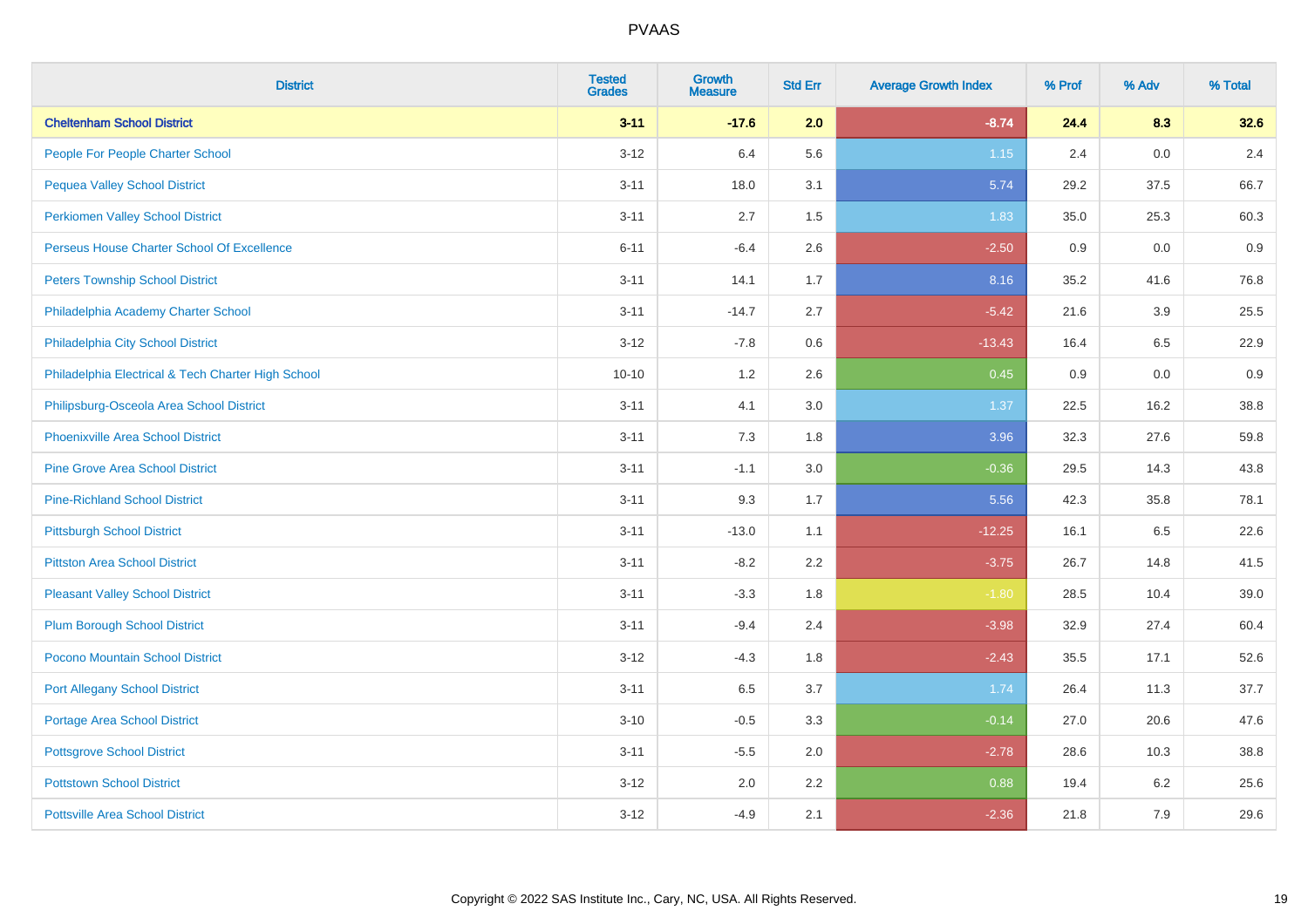# PVAAS

| District | Tested Grades | Growth Measure | Std Err | Average Growth Index | % Prof | % Adv | % Total |
|---|---|---|---|---|---|---|---|
| **Cheltenham School District** | **3-11** | **-17.6** | **2.0** | **-8.74** | **24.4** | **8.3** | **32.6** |
| People For People Charter School | 3-12 | 6.4 | 5.6 | 1.15 | 2.4 | 0.0 | 2.4 |
| Pequea Valley School District | 3-11 | 18.0 | 3.1 | 5.74 | 29.2 | 37.5 | 66.7 |
| Perkiomen Valley School District | 3-11 | 2.7 | 1.5 | 1.83 | 35.0 | 25.3 | 60.3 |
| Perseus House Charter School Of Excellence | 6-11 | -6.4 | 2.6 | -2.50 | 0.9 | 0.0 | 0.9 |
| Peters Township School District | 3-11 | 14.1 | 1.7 | 8.16 | 35.2 | 41.6 | 76.8 |
| Philadelphia Academy Charter School | 3-11 | -14.7 | 2.7 | -5.42 | 21.6 | 3.9 | 25.5 |
| Philadelphia City School District | 3-12 | -7.8 | 0.6 | -13.43 | 16.4 | 6.5 | 22.9 |
| Philadelphia Electrical & Tech Charter High School | 10-10 | 1.2 | 2.6 | 0.45 | 0.9 | 0.0 | 0.9 |
| Philipsburg-Osceola Area School District | 3-11 | 4.1 | 3.0 | 1.37 | 22.5 | 16.2 | 38.8 |
| Phoenixville Area School District | 3-11 | 7.3 | 1.8 | 3.96 | 32.3 | 27.6 | 59.8 |
| Pine Grove Area School District | 3-11 | -1.1 | 3.0 | -0.36 | 29.5 | 14.3 | 43.8 |
| Pine-Richland School District | 3-11 | 9.3 | 1.7 | 5.56 | 42.3 | 35.8 | 78.1 |
| Pittsburgh School District | 3-11 | -13.0 | 1.1 | -12.25 | 16.1 | 6.5 | 22.6 |
| Pittston Area School District | 3-11 | -8.2 | 2.2 | -3.75 | 26.7 | 14.8 | 41.5 |
| Pleasant Valley School District | 3-11 | -3.3 | 1.8 | -1.80 | 28.5 | 10.4 | 39.0 |
| Plum Borough School District | 3-11 | -9.4 | 2.4 | -3.98 | 32.9 | 27.4 | 60.4 |
| Pocono Mountain School District | 3-12 | -4.3 | 1.8 | -2.43 | 35.5 | 17.1 | 52.6 |
| Port Allegany School District | 3-11 | 6.5 | 3.7 | 1.74 | 26.4 | 11.3 | 37.7 |
| Portage Area School District | 3-10 | -0.5 | 3.3 | -0.14 | 27.0 | 20.6 | 47.6 |
| Pottsgrove School District | 3-11 | -5.5 | 2.0 | -2.78 | 28.6 | 10.3 | 38.8 |
| Pottstown School District | 3-12 | 2.0 | 2.2 | 0.88 | 19.4 | 6.2 | 25.6 |
| Pottsville Area School District | 3-12 | -4.9 | 2.1 | -2.36 | 21.8 | 7.9 | 29.6 |

Copyright © 2022 SAS Institute Inc., Cary, NC, USA. All Rights Reserved.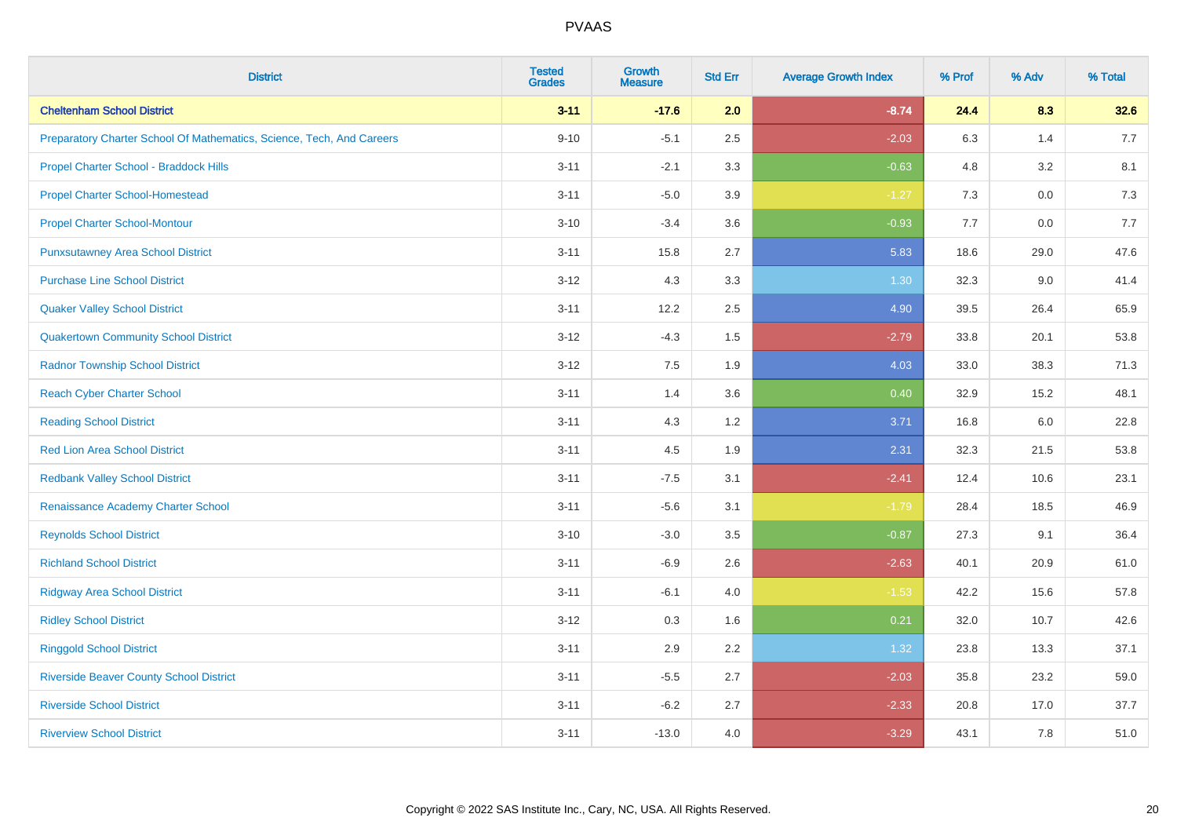# PVAAS

| District | Tested Grades | Growth Measure | Std Err | Average Growth Index | % Prof | % Adv | % Total |
|---|---|---|---|---|---|---|---|
| **Cheltenham School District** | **3-11** | **-17.6** | **2.0** | **-8.74** | **24.4** | **8.3** | **32.6** |
| Preparatory Charter School Of Mathematics, Science, Tech, And Careers | 9-10 | -5.1 | 2.5 | -2.03 | 6.3 | 1.4 | 7.7 |
| Propel Charter School - Braddock Hills | 3-11 | -2.1 | 3.3 | -0.63 | 4.8 | 3.2 | 8.1 |
| Propel Charter School-Homestead | 3-11 | -5.0 | 3.9 | -1.27 | 7.3 | 0.0 | 7.3 |
| Propel Charter School-Montour | 3-10 | -3.4 | 3.6 | -0.93 | 7.7 | 0.0 | 7.7 |
| Punxsutawney Area School District | 3-11 | 15.8 | 2.7 | 5.83 | 18.6 | 29.0 | 47.6 |
| Purchase Line School District | 3-12 | 4.3 | 3.3 | 1.30 | 32.3 | 9.0 | 41.4 |
| Quaker Valley School District | 3-11 | 12.2 | 2.5 | 4.90 | 39.5 | 26.4 | 65.9 |
| Quakertown Community School District | 3-12 | -4.3 | 1.5 | -2.79 | 33.8 | 20.1 | 53.8 |
| Radnor Township School District | 3-12 | 7.5 | 1.9 | 4.03 | 33.0 | 38.3 | 71.3 |
| Reach Cyber Charter School | 3-11 | 1.4 | 3.6 | 0.40 | 32.9 | 15.2 | 48.1 |
| Reading School District | 3-11 | 4.3 | 1.2 | 3.71 | 16.8 | 6.0 | 22.8 |
| Red Lion Area School District | 3-11 | 4.5 | 1.9 | 2.31 | 32.3 | 21.5 | 53.8 |
| Redbank Valley School District | 3-11 | -7.5 | 3.1 | -2.41 | 12.4 | 10.6 | 23.1 |
| Renaissance Academy Charter School | 3-11 | -5.6 | 3.1 | -1.79 | 28.4 | 18.5 | 46.9 |
| Reynolds School District | 3-10 | -3.0 | 3.5 | -0.87 | 27.3 | 9.1 | 36.4 |
| Richland School District | 3-11 | -6.9 | 2.6 | -2.63 | 40.1 | 20.9 | 61.0 |
| Ridgway Area School District | 3-11 | -6.1 | 4.0 | -1.53 | 42.2 | 15.6 | 57.8 |
| Ridley School District | 3-12 | 0.3 | 1.6 | 0.21 | 32.0 | 10.7 | 42.6 |
| Ringgold School District | 3-11 | 2.9 | 2.2 | 1.32 | 23.8 | 13.3 | 37.1 |
| Riverside Beaver County School District | 3-11 | -5.5 | 2.7 | -2.03 | 35.8 | 23.2 | 59.0 |
| Riverside School District | 3-11 | -6.2 | 2.7 | -2.33 | 20.8 | 17.0 | 37.7 |
| Riverview School District | 3-11 | -13.0 | 4.0 | -3.29 | 43.1 | 7.8 | 51.0 |

Copyright © 2022 SAS Institute Inc., Cary, NC, USA. All Rights Reserved.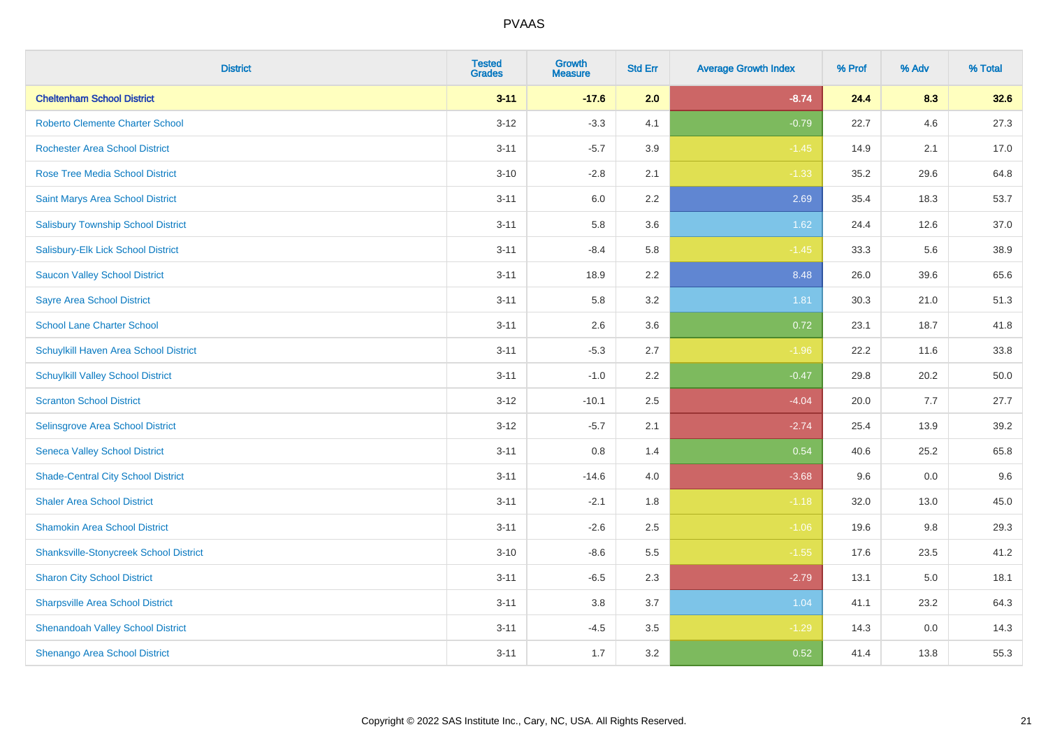# PVAAS

| District | Tested Grades | Growth Measure | Std Err | Average Growth Index | % Prof | % Adv | % Total |
|---|---|---|---|---|---|---|---|
| **Cheltenham School District** | **3-11** | **-17.6** | **2.0** | **-8.74** | **24.4** | **8.3** | **32.6** |
| Roberto Clemente Charter School | 3-12 | -3.3 | 4.1 | -0.79 | 22.7 | 4.6 | 27.3 |
| Rochester Area School District | 3-11 | -5.7 | 3.9 | -1.45 | 14.9 | 2.1 | 17.0 |
| Rose Tree Media School District | 3-10 | -2.8 | 2.1 | -1.33 | 35.2 | 29.6 | 64.8 |
| Saint Marys Area School District | 3-11 | 6.0 | 2.2 | 2.69 | 35.4 | 18.3 | 53.7 |
| Salisbury Township School District | 3-11 | 5.8 | 3.6 | 1.62 | 24.4 | 12.6 | 37.0 |
| Salisbury-Elk Lick School District | 3-11 | -8.4 | 5.8 | -1.45 | 33.3 | 5.6 | 38.9 |
| Saucon Valley School District | 3-11 | 18.9 | 2.2 | 8.48 | 26.0 | 39.6 | 65.6 |
| Sayre Area School District | 3-11 | 5.8 | 3.2 | 1.81 | 30.3 | 21.0 | 51.3 |
| School Lane Charter School | 3-11 | 2.6 | 3.6 | 0.72 | 23.1 | 18.7 | 41.8 |
| Schuylkill Haven Area School District | 3-11 | -5.3 | 2.7 | -1.96 | 22.2 | 11.6 | 33.8 |
| Schuylkill Valley School District | 3-11 | -1.0 | 2.2 | -0.47 | 29.8 | 20.2 | 50.0 |
| Scranton School District | 3-12 | -10.1 | 2.5 | -4.04 | 20.0 | 7.7 | 27.7 |
| Selinsgrove Area School District | 3-12 | -5.7 | 2.1 | -2.74 | 25.4 | 13.9 | 39.2 |
| Seneca Valley School District | 3-11 | 0.8 | 1.4 | 0.54 | 40.6 | 25.2 | 65.8 |
| Shade-Central City School District | 3-11 | -14.6 | 4.0 | -3.68 | 9.6 | 0.0 | 9.6 |
| Shaler Area School District | 3-11 | -2.1 | 1.8 | -1.18 | 32.0 | 13.0 | 45.0 |
| Shamokin Area School District | 3-11 | -2.6 | 2.5 | -1.06 | 19.6 | 9.8 | 29.3 |
| Shanksville-Stonycreek School District | 3-10 | -8.6 | 5.5 | -1.55 | 17.6 | 23.5 | 41.2 |
| Sharon City School District | 3-11 | -6.5 | 2.3 | -2.79 | 13.1 | 5.0 | 18.1 |
| Sharpsville Area School District | 3-11 | 3.8 | 3.7 | 1.04 | 41.1 | 23.2 | 64.3 |
| Shenandoah Valley School District | 3-11 | -4.5 | 3.5 | -1.29 | 14.3 | 0.0 | 14.3 |
| Shenango Area School District | 3-11 | 1.7 | 3.2 | 0.52 | 41.4 | 13.8 | 55.3 |

Copyright © 2022 SAS Institute Inc., Cary, NC, USA. All Rights Reserved.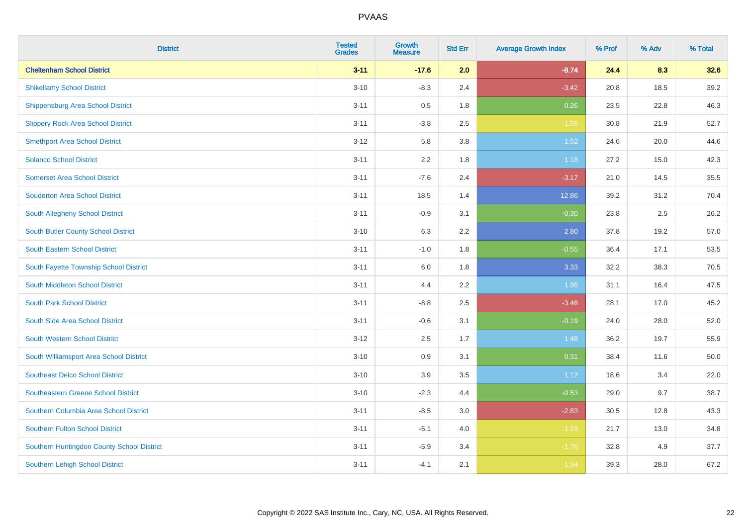# PVAAS

| District | Tested Grades | Growth Measure | Std Err | Average Growth Index | % Prof | % Adv | % Total |
|---|---|---|---|---|---|---|---|
| **Cheltenham School District** | **3-11** | **-17.6** | **2.0** | **-8.74** | **24.4** | **8.3** | **32.6** |
| Shikellamy School District | 3-10 | -8.3 | 2.4 | -3.42 | 20.8 | 18.5 | 39.2 |
| Shippensburg Area School District | 3-11 | 0.5 | 1.8 | 0.26 | 23.5 | 22.8 | 46.3 |
| Slippery Rock Area School District | 3-11 | -3.8 | 2.5 | -1.56 | 30.8 | 21.9 | 52.7 |
| Smethport Area School District | 3-12 | 5.8 | 3.8 | 1.52 | 24.6 | 20.0 | 44.6 |
| Solanco School District | 3-11 | 2.2 | 1.8 | 1.18 | 27.2 | 15.0 | 42.3 |
| Somerset Area School District | 3-11 | -7.6 | 2.4 | -3.17 | 21.0 | 14.5 | 35.5 |
| Souderton Area School District | 3-11 | 18.5 | 1.4 | 12.86 | 39.2 | 31.2 | 70.4 |
| South Allegheny School District | 3-11 | -0.9 | 3.1 | -0.30 | 23.8 | 2.5 | 26.2 |
| South Butler County School District | 3-10 | 6.3 | 2.2 | 2.80 | 37.8 | 19.2 | 57.0 |
| South Eastern School District | 3-11 | -1.0 | 1.8 | -0.55 | 36.4 | 17.1 | 53.5 |
| South Fayette Township School District | 3-11 | 6.0 | 1.8 | 3.33 | 32.2 | 38.3 | 70.5 |
| South Middleton School District | 3-11 | 4.4 | 2.2 | 1.95 | 31.1 | 16.4 | 47.5 |
| South Park School District | 3-11 | -8.8 | 2.5 | -3.46 | 28.1 | 17.0 | 45.2 |
| South Side Area School District | 3-11 | -0.6 | 3.1 | -0.19 | 24.0 | 28.0 | 52.0 |
| South Western School District | 3-12 | 2.5 | 1.7 | 1.48 | 36.2 | 19.7 | 55.9 |
| South Williamsport Area School District | 3-10 | 0.9 | 3.1 | 0.31 | 38.4 | 11.6 | 50.0 |
| Southeast Delco School District | 3-10 | 3.9 | 3.5 | 1.12 | 18.6 | 3.4 | 22.0 |
| Southeastern Greene School District | 3-10 | -2.3 | 4.4 | -0.53 | 29.0 | 9.7 | 38.7 |
| Southern Columbia Area School District | 3-11 | -8.5 | 3.0 | -2.83 | 30.5 | 12.8 | 43.3 |
| Southern Fulton School District | 3-11 | -5.1 | 4.0 | -1.29 | 21.7 | 13.0 | 34.8 |
| Southern Huntingdon County School District | 3-11 | -5.9 | 3.4 | -1.76 | 32.8 | 4.9 | 37.7 |
| Southern Lehigh School District | 3-11 | -4.1 | 2.1 | -1.94 | 39.3 | 28.0 | 67.2 |

Copyright © 2022 SAS Institute Inc., Cary, NC, USA. All Rights Reserved.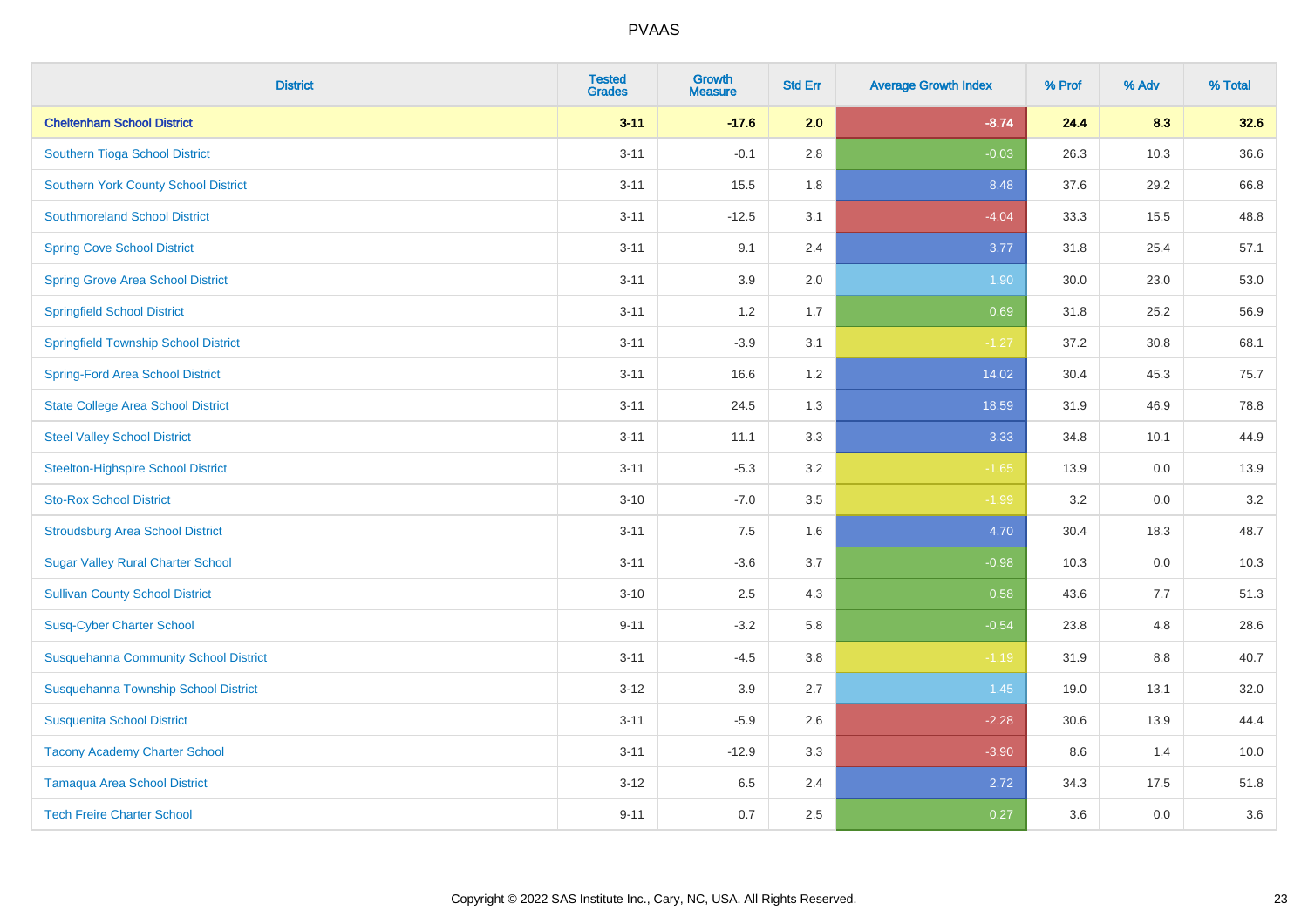| District | Tested Grades | Growth Measure | Std Err | Average Growth Index | % Prof | % Adv | % Total |
|---|---|---|---|---|---|---|---|
| **Cheltenham School District** | **3-11** | **-17.6** | **2.0** | **-8.74** | **24.4** | **8.3** | **32.6** |
| Southern Tioga School District | 3-11 | -0.1 | 2.8 | -0.03 | 26.3 | 10.3 | 36.6 |
| Southern York County School District | 3-11 | 15.5 | 1.8 | 8.48 | 37.6 | 29.2 | 66.8 |
| Southmoreland School District | 3-11 | -12.5 | 3.1 | -4.04 | 33.3 | 15.5 | 48.8 |
| Spring Cove School District | 3-11 | 9.1 | 2.4 | 3.77 | 31.8 | 25.4 | 57.1 |
| Spring Grove Area School District | 3-11 | 3.9 | 2.0 | 1.90 | 30.0 | 23.0 | 53.0 |
| Springfield School District | 3-11 | 1.2 | 1.7 | 0.69 | 31.8 | 25.2 | 56.9 |
| Springfield Township School District | 3-11 | -3.9 | 3.1 | -1.27 | 37.2 | 30.8 | 68.1 |
| Spring-Ford Area School District | 3-11 | 16.6 | 1.2 | 14.02 | 30.4 | 45.3 | 75.7 |
| State College Area School District | 3-11 | 24.5 | 1.3 | 18.59 | 31.9 | 46.9 | 78.8 |
| Steel Valley School District | 3-11 | 11.1 | 3.3 | 3.33 | 34.8 | 10.1 | 44.9 |
| Steelton-Highspire School District | 3-11 | -5.3 | 3.2 | -1.65 | 13.9 | 0.0 | 13.9 |
| Sto-Rox School District | 3-10 | -7.0 | 3.5 | -1.99 | 3.2 | 0.0 | 3.2 |
| Stroudsburg Area School District | 3-11 | 7.5 | 1.6 | 4.70 | 30.4 | 18.3 | 48.7 |
| Sugar Valley Rural Charter School | 3-11 | -3.6 | 3.7 | -0.98 | 10.3 | 0.0 | 10.3 |
| Sullivan County School District | 3-10 | 2.5 | 4.3 | 0.58 | 43.6 | 7.7 | 51.3 |
| Susq-Cyber Charter School | 9-11 | -3.2 | 5.8 | -0.54 | 23.8 | 4.8 | 28.6 |
| Susquehanna Community School District | 3-11 | -4.5 | 3.8 | -1.19 | 31.9 | 8.8 | 40.7 |
| Susquehanna Township School District | 3-12 | 3.9 | 2.7 | 1.45 | 19.0 | 13.1 | 32.0 |
| Susquenita School District | 3-11 | -5.9 | 2.6 | -2.28 | 30.6 | 13.9 | 44.4 |
| Tacony Academy Charter School | 3-11 | -12.9 | 3.3 | -3.90 | 8.6 | 1.4 | 10.0 |
| Tamaqua Area School District | 3-12 | 6.5 | 2.4 | 2.72 | 34.3 | 17.5 | 51.8 |
| Tech Freire Charter School | 9-11 | 0.7 | 2.5 | 0.27 | 3.6 | 0.0 | 3.6 |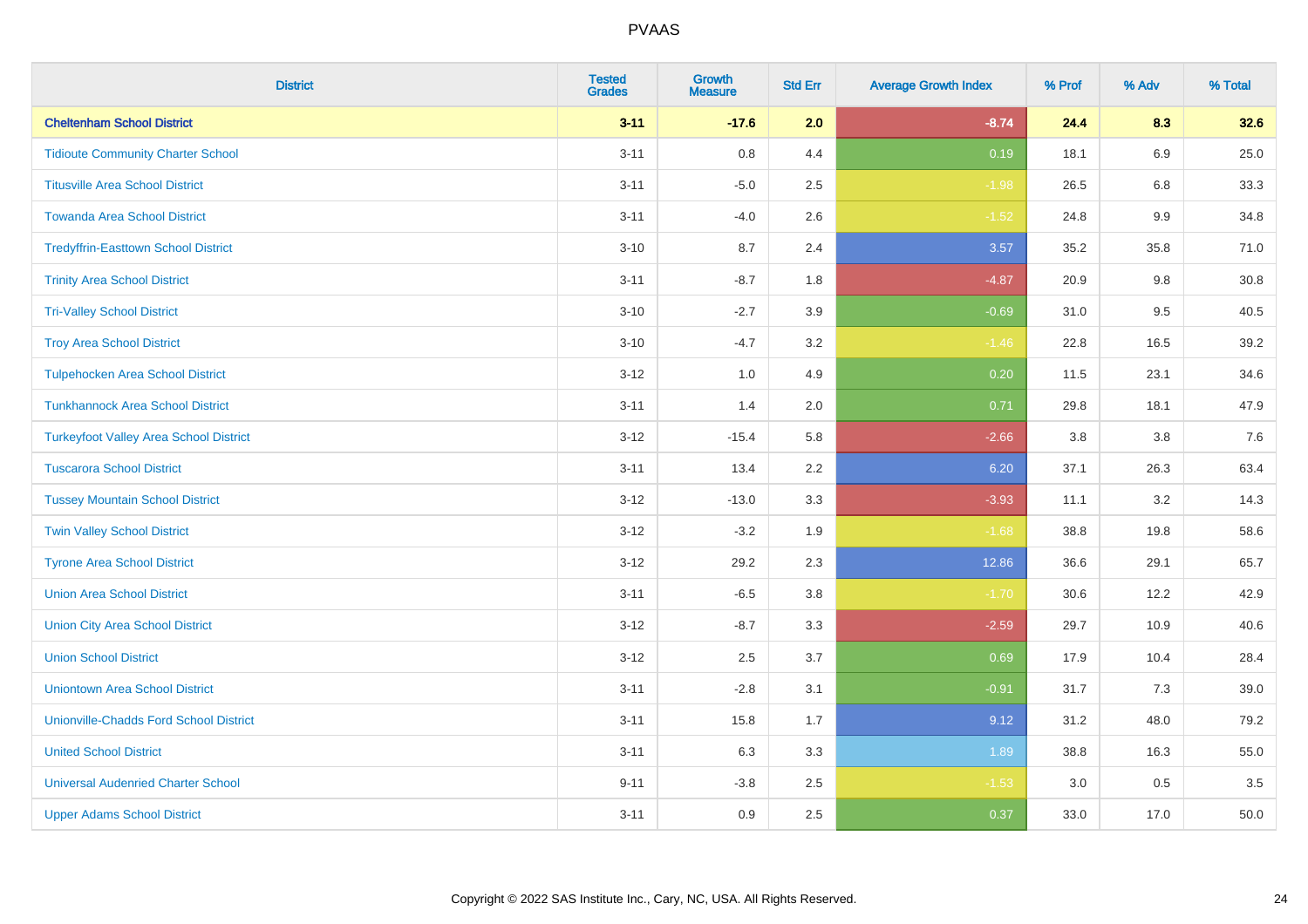PVAAS

| District | Tested Grades | Growth Measure | Std Err | Average Growth Index | % Prof | % Adv | % Total |
|---|---|---|---|---|---|---|---|
| **Cheltenham School District** | **3-11** | **-17.6** | **2.0** | **-8.74** | **24.4** | **8.3** | **32.6** |
| Tidioute Community Charter School | 3-11 | 0.8 | 4.4 | 0.19 | 18.1 | 6.9 | 25.0 |
| Titusville Area School District | 3-11 | -5.0 | 2.5 | -1.98 | 26.5 | 6.8 | 33.3 |
| Towanda Area School District | 3-11 | -4.0 | 2.6 | -1.52 | 24.8 | 9.9 | 34.8 |
| Tredyffrin-Easttown School District | 3-10 | 8.7 | 2.4 | 3.57 | 35.2 | 35.8 | 71.0 |
| Trinity Area School District | 3-11 | -8.7 | 1.8 | -4.87 | 20.9 | 9.8 | 30.8 |
| Tri-Valley School District | 3-10 | -2.7 | 3.9 | -0.69 | 31.0 | 9.5 | 40.5 |
| Troy Area School District | 3-10 | -4.7 | 3.2 | -1.46 | 22.8 | 16.5 | 39.2 |
| Tulpehocken Area School District | 3-12 | 1.0 | 4.9 | 0.20 | 11.5 | 23.1 | 34.6 |
| Tunkhannock Area School District | 3-11 | 1.4 | 2.0 | 0.71 | 29.8 | 18.1 | 47.9 |
| Turkeyfoot Valley Area School District | 3-12 | -15.4 | 5.8 | -2.66 | 3.8 | 3.8 | 7.6 |
| Tuscarora School District | 3-11 | 13.4 | 2.2 | 6.20 | 37.1 | 26.3 | 63.4 |
| Tussey Mountain School District | 3-12 | -13.0 | 3.3 | -3.93 | 11.1 | 3.2 | 14.3 |
| Twin Valley School District | 3-12 | -3.2 | 1.9 | -1.68 | 38.8 | 19.8 | 58.6 |
| Tyrone Area School District | 3-12 | 29.2 | 2.3 | 12.86 | 36.6 | 29.1 | 65.7 |
| Union Area School District | 3-11 | -6.5 | 3.8 | -1.70 | 30.6 | 12.2 | 42.9 |
| Union City Area School District | 3-12 | -8.7 | 3.3 | -2.59 | 29.7 | 10.9 | 40.6 |
| Union School District | 3-12 | 2.5 | 3.7 | 0.69 | 17.9 | 10.4 | 28.4 |
| Uniontown Area School District | 3-11 | -2.8 | 3.1 | -0.91 | 31.7 | 7.3 | 39.0 |
| Unionville-Chadds Ford School District | 3-11 | 15.8 | 1.7 | 9.12 | 31.2 | 48.0 | 79.2 |
| United School District | 3-11 | 6.3 | 3.3 | 1.89 | 38.8 | 16.3 | 55.0 |
| Universal Audenried Charter School | 9-11 | -3.8 | 2.5 | -1.53 | 3.0 | 0.5 | 3.5 |
| Upper Adams School District | 3-11 | 0.9 | 2.5 | 0.37 | 33.0 | 17.0 | 50.0 |

Copyright © 2022 SAS Institute Inc., Cary, NC, USA. All Rights Reserved.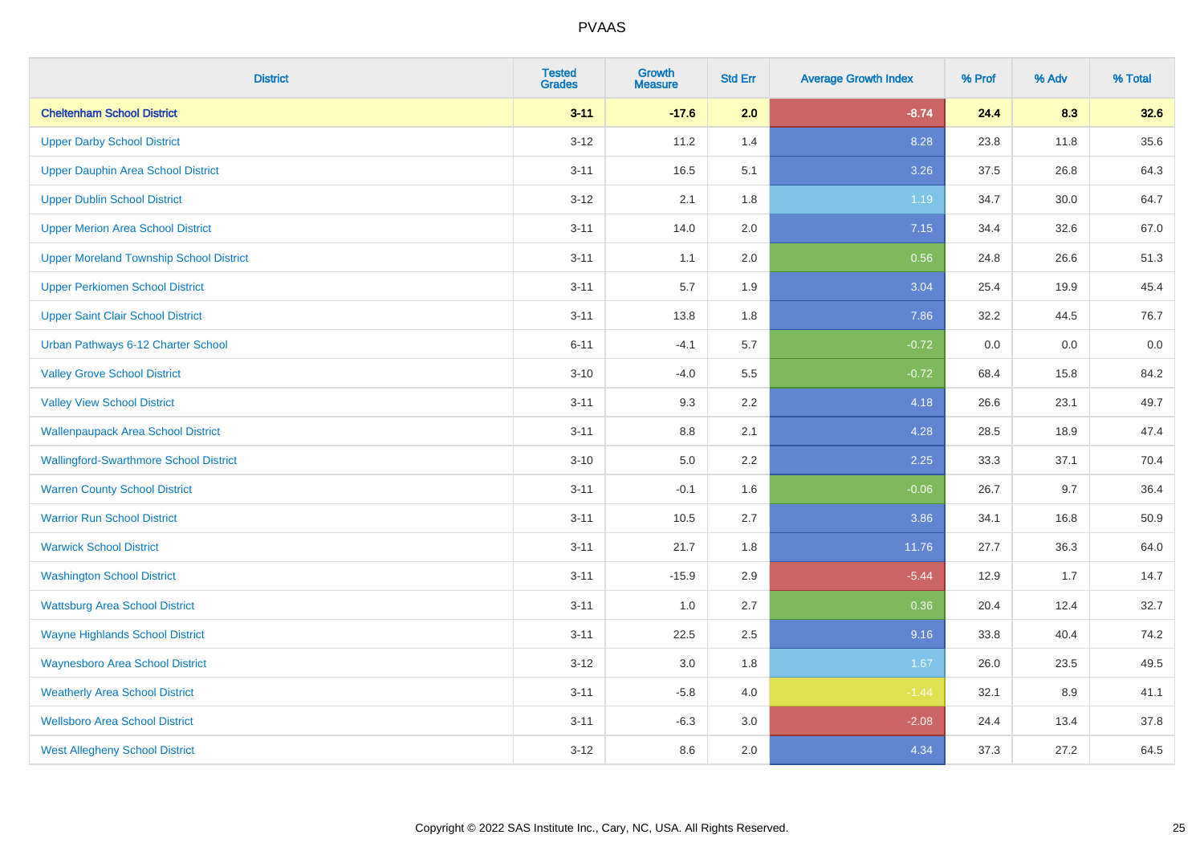# PVAAS

| District | Tested Grades | Growth Measure | Std Err | Average Growth Index | % Prof | % Adv | % Total |
|---|---|---|---|---|---|---|---|
| **Cheltenham School District** | **3-11** | **-17.6** | **2.0** | **-8.74** | **24.4** | **8.3** | **32.6** |
| Upper Darby School District | 3-12 | 11.2 | 1.4 | 8.28 | 23.8 | 11.8 | 35.6 |
| Upper Dauphin Area School District | 3-11 | 16.5 | 5.1 | 3.26 | 37.5 | 26.8 | 64.3 |
| Upper Dublin School District | 3-12 | 2.1 | 1.8 | 1.19 | 34.7 | 30.0 | 64.7 |
| Upper Merion Area School District | 3-11 | 14.0 | 2.0 | 7.15 | 34.4 | 32.6 | 67.0 |
| Upper Moreland Township School District | 3-11 | 1.1 | 2.0 | 0.56 | 24.8 | 26.6 | 51.3 |
| Upper Perkiomen School District | 3-11 | 5.7 | 1.9 | 3.04 | 25.4 | 19.9 | 45.4 |
| Upper Saint Clair School District | 3-11 | 13.8 | 1.8 | 7.86 | 32.2 | 44.5 | 76.7 |
| Urban Pathways 6-12 Charter School | 6-11 | -4.1 | 5.7 | -0.72 | 0.0 | 0.0 | 0.0 |
| Valley Grove School District | 3-10 | -4.0 | 5.5 | -0.72 | 68.4 | 15.8 | 84.2 |
| Valley View School District | 3-11 | 9.3 | 2.2 | 4.18 | 26.6 | 23.1 | 49.7 |
| Wallenpaupack Area School District | 3-11 | 8.8 | 2.1 | 4.28 | 28.5 | 18.9 | 47.4 |
| Wallingford-Swarthmore School District | 3-10 | 5.0 | 2.2 | 2.25 | 33.3 | 37.1 | 70.4 |
| Warren County School District | 3-11 | -0.1 | 1.6 | -0.06 | 26.7 | 9.7 | 36.4 |
| Warrior Run School District | 3-11 | 10.5 | 2.7 | 3.86 | 34.1 | 16.8 | 50.9 |
| Warwick School District | 3-11 | 21.7 | 1.8 | 11.76 | 27.7 | 36.3 | 64.0 |
| Washington School District | 3-11 | -15.9 | 2.9 | -5.44 | 12.9 | 1.7 | 14.7 |
| Wattsburg Area School District | 3-11 | 1.0 | 2.7 | 0.36 | 20.4 | 12.4 | 32.7 |
| Wayne Highlands School District | 3-11 | 22.5 | 2.5 | 9.16 | 33.8 | 40.4 | 74.2 |
| Waynesboro Area School District | 3-12 | 3.0 | 1.8 | 1.67 | 26.0 | 23.5 | 49.5 |
| Weatherly Area School District | 3-11 | -5.8 | 4.0 | -1.44 | 32.1 | 8.9 | 41.1 |
| Wellsboro Area School District | 3-11 | -6.3 | 3.0 | -2.08 | 24.4 | 13.4 | 37.8 |
| West Allegheny School District | 3-12 | 8.6 | 2.0 | 4.34 | 37.3 | 27.2 | 64.5 |

Copyright © 2022 SAS Institute Inc., Cary, NC, USA. All Rights Reserved.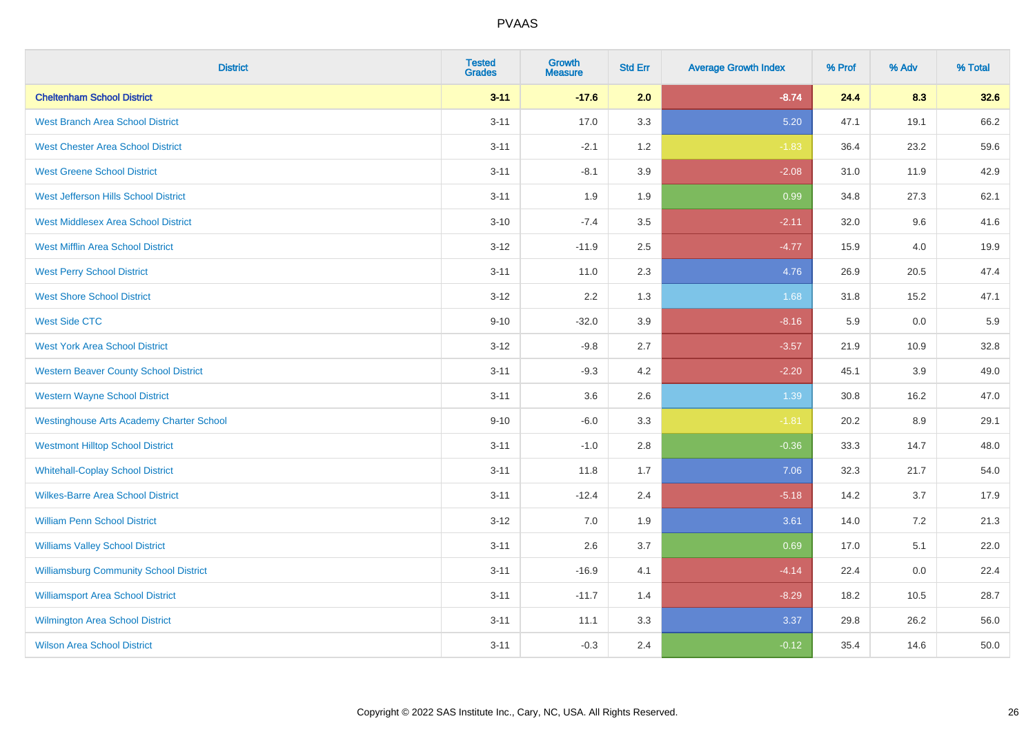# PVAAS

| District | Tested Grades | Growth Measure | Std Err | Average Growth Index | % Prof | % Adv | % Total |
|---|---|---|---|---|---|---|---|
| **Cheltenham School District** | **3-11** | **-17.6** | **2.0** | **-8.74** | **24.4** | **8.3** | **32.6** |
| West Branch Area School District | 3-11 | 17.0 | 3.3 | 5.20 | 47.1 | 19.1 | 66.2 |
| West Chester Area School District | 3-11 | -2.1 | 1.2 | -1.83 | 36.4 | 23.2 | 59.6 |
| West Greene School District | 3-11 | -8.1 | 3.9 | -2.08 | 31.0 | 11.9 | 42.9 |
| West Jefferson Hills School District | 3-11 | 1.9 | 1.9 | 0.99 | 34.8 | 27.3 | 62.1 |
| West Middlesex Area School District | 3-10 | -7.4 | 3.5 | -2.11 | 32.0 | 9.6 | 41.6 |
| West Mifflin Area School District | 3-12 | -11.9 | 2.5 | -4.77 | 15.9 | 4.0 | 19.9 |
| West Perry School District | 3-11 | 11.0 | 2.3 | 4.76 | 26.9 | 20.5 | 47.4 |
| West Shore School District | 3-12 | 2.2 | 1.3 | 1.68 | 31.8 | 15.2 | 47.1 |
| West Side CTC | 9-10 | -32.0 | 3.9 | -8.16 | 5.9 | 0.0 | 5.9 |
| West York Area School District | 3-12 | -9.8 | 2.7 | -3.57 | 21.9 | 10.9 | 32.8 |
| Western Beaver County School District | 3-11 | -9.3 | 4.2 | -2.20 | 45.1 | 3.9 | 49.0 |
| Western Wayne School District | 3-11 | 3.6 | 2.6 | 1.39 | 30.8 | 16.2 | 47.0 |
| Westinghouse Arts Academy Charter School | 9-10 | -6.0 | 3.3 | -1.81 | 20.2 | 8.9 | 29.1 |
| Westmont Hilltop School District | 3-11 | -1.0 | 2.8 | -0.36 | 33.3 | 14.7 | 48.0 |
| Whitehall-Coplay School District | 3-11 | 11.8 | 1.7 | 7.06 | 32.3 | 21.7 | 54.0 |
| Wilkes-Barre Area School District | 3-11 | -12.4 | 2.4 | -5.18 | 14.2 | 3.7 | 17.9 |
| William Penn School District | 3-12 | 7.0 | 1.9 | 3.61 | 14.0 | 7.2 | 21.3 |
| Williams Valley School District | 3-11 | 2.6 | 3.7 | 0.69 | 17.0 | 5.1 | 22.0 |
| Williamsburg Community School District | 3-11 | -16.9 | 4.1 | -4.14 | 22.4 | 0.0 | 22.4 |
| Williamsport Area School District | 3-11 | -11.7 | 1.4 | -8.29 | 18.2 | 10.5 | 28.7 |
| Wilmington Area School District | 3-11 | 11.1 | 3.3 | 3.37 | 29.8 | 26.2 | 56.0 |
| Wilson Area School District | 3-11 | -0.3 | 2.4 | -0.12 | 35.4 | 14.6 | 50.0 |

Copyright © 2022 SAS Institute Inc., Cary, NC, USA. All Rights Reserved.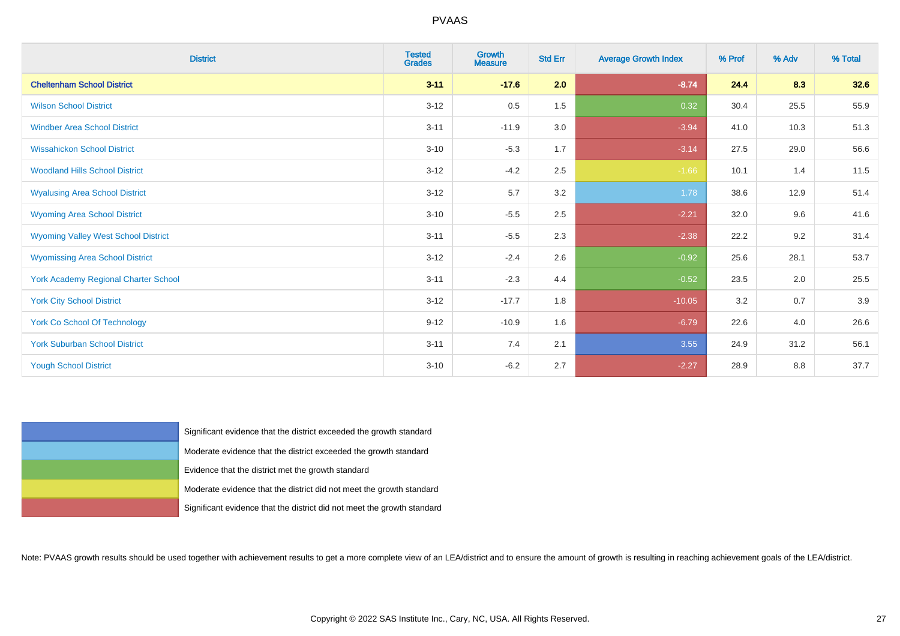PVAAS

| District | Tested Grades | Growth Measure | Std Err | Average Growth Index | % Prof | % Adv | % Total |
|---|---|---|---|---|---|---|---|
| **Cheltenham School District** | **3-11** | **-17.6** | **2.0** | **-8.74** | **24.4** | **8.3** | **32.6** |
| Wilson School District | 3-12 | 0.5 | 1.5 | 0.32 | 30.4 | 25.5 | 55.9 |
| Windber Area School District | 3-11 | -11.9 | 3.0 | -3.94 | 41.0 | 10.3 | 51.3 |
| Wissahickon School District | 3-10 | -5.3 | 1.7 | -3.14 | 27.5 | 29.0 | 56.6 |
| Woodland Hills School District | 3-12 | -4.2 | 2.5 | -1.66 | 10.1 | 1.4 | 11.5 |
| Wyalusing Area School District | 3-12 | 5.7 | 3.2 | 1.78 | 38.6 | 12.9 | 51.4 |
| Wyoming Area School District | 3-10 | -5.5 | 2.5 | -2.21 | 32.0 | 9.6 | 41.6 |
| Wyoming Valley West School District | 3-11 | -5.5 | 2.3 | -2.38 | 22.2 | 9.2 | 31.4 |
| Wyomissing Area School District | 3-12 | -2.4 | 2.6 | -0.92 | 25.6 | 28.1 | 53.7 |
| York Academy Regional Charter School | 3-11 | -2.3 | 4.4 | -0.52 | 23.5 | 2.0 | 25.5 |
| York City School District | 3-12 | -17.7 | 1.8 | -10.05 | 3.2 | 0.7 | 3.9 |
| York Co School Of Technology | 9-12 | -10.9 | 1.6 | -6.79 | 22.6 | 4.0 | 26.6 |
| York Suburban School District | 3-11 | 7.4 | 2.1 | 3.55 | 24.9 | 31.2 | 56.1 |
| Yough School District | 3-10 | -6.2 | 2.7 | -2.27 | 28.9 | 8.8 | 37.7 |

Significant evidence that the district exceeded the growth standard

Moderate evidence that the district exceeded the growth standard

Evidence that the district met the growth standard

Moderate evidence that the district did not meet the growth standard

Significant evidence that the district did not meet the growth standard

Note: PVAAS growth results should be used together with achievement results to get a more complete view of an LEA/district and to ensure the amount of growth is resulting in reaching achievement goals of the LEA/district.

Copyright © 2022 SAS Institute Inc., Cary, NC, USA. All Rights Reserved.